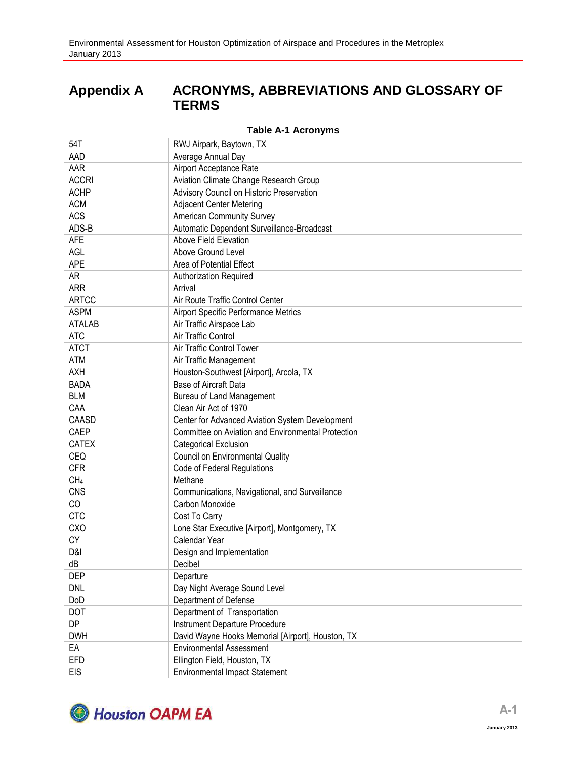# Appendix A ACRONYMS, ABBREVIATIONS AND GLOSSARY OF TERMS

**Table A-1 Acronyms**

| | |
|---|---|
| 54T | RWJ Airpark, Baytown, TX |
| AAD | Average Annual Day |
| AAR | Airport Acceptance Rate |
| ACCRI | Aviation Climate Change Research Group |
| ACHP | Advisory Council on Historic Preservation |
| ACM | Adjacent Center Metering |
| ACS | American Community Survey |
| ADS-B | Automatic Dependent Surveillance-Broadcast |
| AFE | Above Field Elevation |
| AGL | Above Ground Level |
| APE | Area of Potential Effect |
| AR | Authorization Required |
| ARR | Arrival |
| ARTCC | Air Route Traffic Control Center |
| ASPM | Airport Specific Performance Metrics |
| ATALAB | Air Traffic Airspace Lab |
| ATC | Air Traffic Control |
| ATCT | Air Traffic Control Tower |
| ATM | Air Traffic Management |
| AXH | Houston-Southwest [Airport], Arcola, TX |
| BADA | Base of Aircraft Data |
| BLM | Bureau of Land Management |
| CAA | Clean Air Act of 1970 |
| CAASD | Center for Advanced Aviation System Development |
| CAEP | Committee on Aviation and Environmental Protection |
| CATEX | Categorical Exclusion |
| CEQ | Council on Environmental Quality |
| CFR | Code of Federal Regulations |
| $CH_4$ | Methane |
| CNS | Communications, Navigational, and Surveillance |
| CO | Carbon Monoxide |
| CTC | Cost To Carry |
| CXO | Lone Star Executive [Airport], Montgomery, TX |
| CY | Calendar Year |
| D&I | Design and Implementation |
| dB | Decibel |
| DEP | Departure |
| DNL | Day Night Average Sound Level |
| DoD | Department of Defense |
| DOT | Department of Transportation |
| DP | Instrument Departure Procedure |
| DWH | David Wayne Hooks Memorial [Airport], Houston, TX |
| EA | Environmental Assessment |
| EFD | Ellington Field, Houston, TX |
| EIS | Environmental Impact Statement |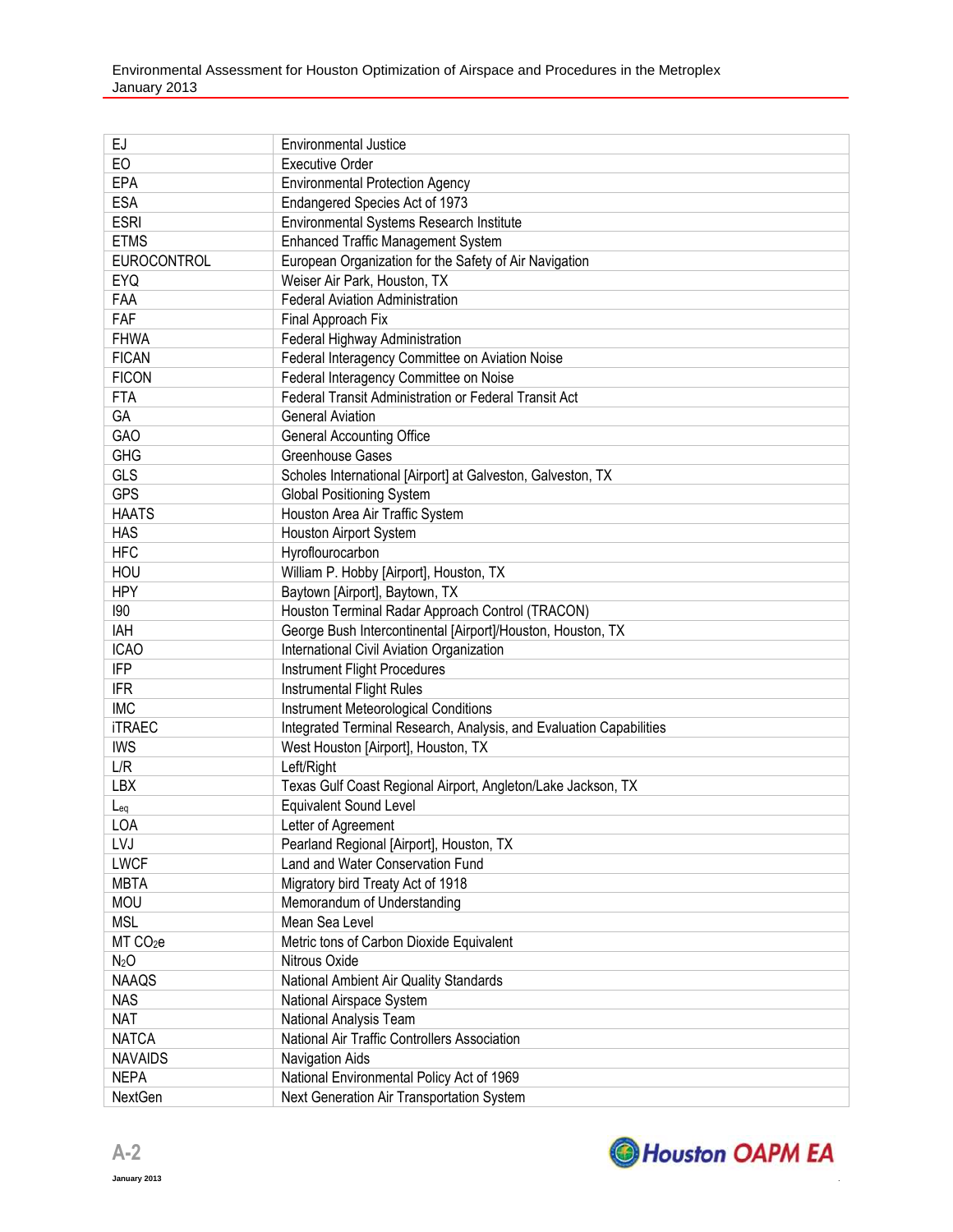| | |
|---|---|
| EJ | Environmental Justice |
| EO | Executive Order |
| EPA | Environmental Protection Agency |
| ESA | Endangered Species Act of 1973 |
| ESRI | Environmental Systems Research Institute |
| ETMS | Enhanced Traffic Management System |
| EUROCONTROL | European Organization for the Safety of Air Navigation |
| EYQ | Weiser Air Park, Houston, TX |
| FAA | Federal Aviation Administration |
| FAF | Final Approach Fix |
| FHWA | Federal Highway Administration |
| FICAN | Federal Interagency Committee on Aviation Noise |
| FICON | Federal Interagency Committee on Noise |
| FTA | Federal Transit Administration or Federal Transit Act |
| GA | General Aviation |
| GAO | General Accounting Office |
| GHG | Greenhouse Gases |
| GLS | Scholes International [Airport] at Galveston, Galveston, TX |
| GPS | Global Positioning System |
| HAATS | Houston Area Air Traffic System |
| HAS | Houston Airport System |
| HFC | Hyroflourocarbon |
| HOU | William P. Hobby [Airport], Houston, TX |
| HPY | Baytown [Airport], Baytown, TX |
| I90 | Houston Terminal Radar Approach Control (TRACON) |
| IAH | George Bush Intercontinental [Airport]/Houston, Houston, TX |
| ICAO | International Civil Aviation Organization |
| IFP | Instrument Flight Procedures |
| IFR | Instrumental Flight Rules |
| IMC | Instrument Meteorological Conditions |
| iTRAEC | Integrated Terminal Research, Analysis, and Evaluation Capabilities |
| IWS | West Houston [Airport], Houston, TX |
| L/R | Left/Right |
| LBX | Texas Gulf Coast Regional Airport, Angleton/Lake Jackson, TX |
| $L_{eq}$ | Equivalent Sound Level |
| LOA | Letter of Agreement |
| LVJ | Pearland Regional [Airport], Houston, TX |
| LWCF | Land and Water Conservation Fund |
| MBTA | Migratory bird Treaty Act of 1918 |
| MOU | Memorandum of Understanding |
| MSL | Mean Sea Level |
| MT $CO_2e$ | Metric tons of Carbon Dioxide Equivalent |
| $N_2O$ | Nitrous Oxide |
| NAAQS | National Ambient Air Quality Standards |
| NAS | National Airspace System |
| NAT | National Analysis Team |
| NATCA | National Air Traffic Controllers Association |
| NAVAIDS | Navigation Aids |
| NEPA | National Environmental Policy Act of 1969 |
| NextGen | Next Generation Air Transportation System |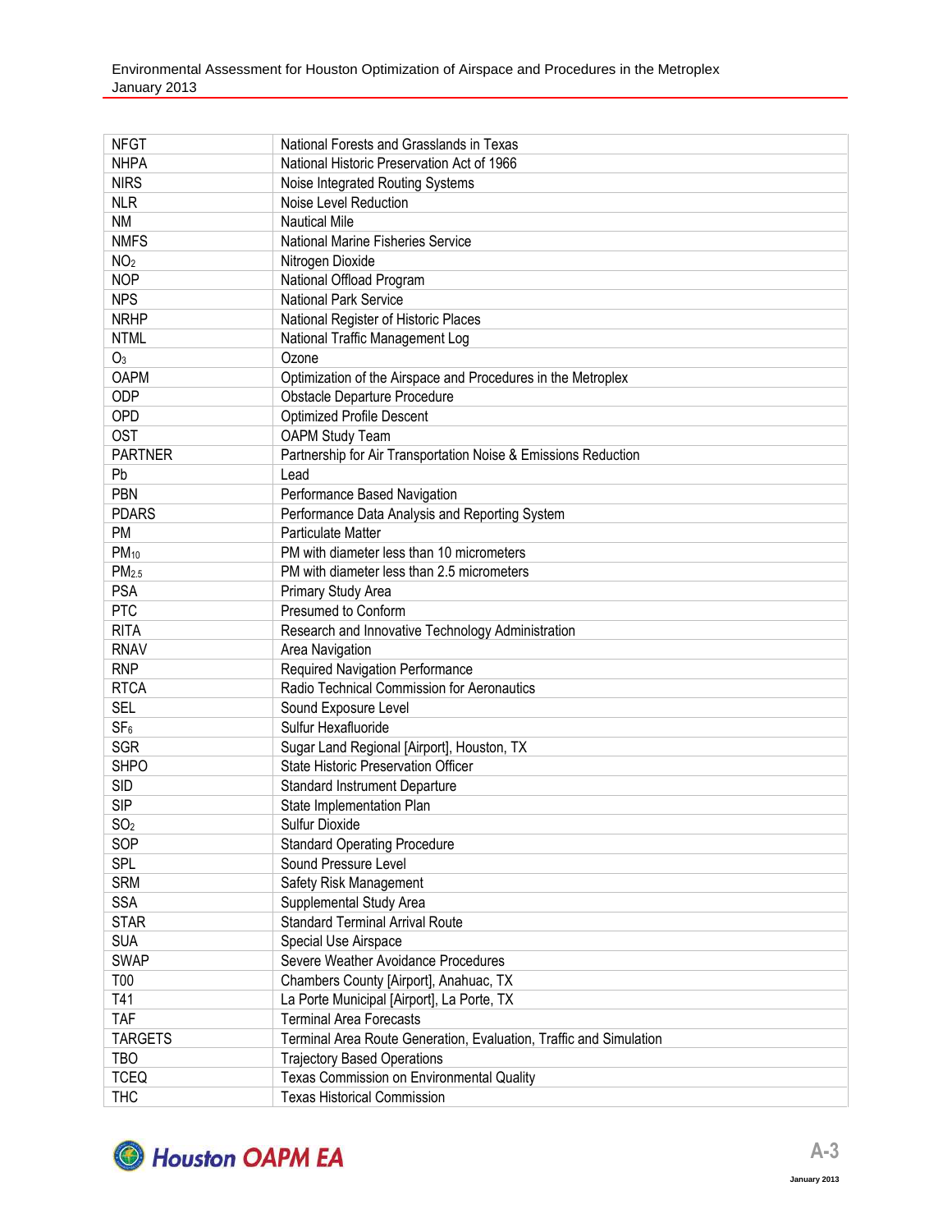| | |
|---|---|
| NFGT | National Forests and Grasslands in Texas |
| NHPA | National Historic Preservation Act of 1966 |
| NIRS | Noise Integrated Routing Systems |
| NLR | Noise Level Reduction |
| NM | Nautical Mile |
| NMFS | National Marine Fisheries Service |
| $NO_2$ | Nitrogen Dioxide |
| NOP | National Offload Program |
| NPS | National Park Service |
| NRHP | National Register of Historic Places |
| NTML | National Traffic Management Log |
| $O_3$ | Ozone |
| OAPM | Optimization of the Airspace and Procedures in the Metroplex |
| ODP | Obstacle Departure Procedure |
| OPD | Optimized Profile Descent |
| OST | OAPM Study Team |
| PARTNER | Partnership for Air Transportation Noise & Emissions Reduction |
| Pb | Lead |
| PBN | Performance Based Navigation |
| PDARS | Performance Data Analysis and Reporting System |
| PM | Particulate Matter |
| $PM_{10}$ | PM with diameter less than 10 micrometers |
| $PM_{2.5}$ | PM with diameter less than 2.5 micrometers |
| PSA | Primary Study Area |
| PTC | Presumed to Conform |
| RITA | Research and Innovative Technology Administration |
| RNAV | Area Navigation |
| RNP | Required Navigation Performance |
| RTCA | Radio Technical Commission for Aeronautics |
| SEL | Sound Exposure Level |
| $SF_6$ | Sulfur Hexafluoride |
| SGR | Sugar Land Regional [Airport], Houston, TX |
| SHPO | State Historic Preservation Officer |
| SID | Standard Instrument Departure |
| SIP | State Implementation Plan |
| $SO_2$ | Sulfur Dioxide |
| SOP | Standard Operating Procedure |
| SPL | Sound Pressure Level |
| SRM | Safety Risk Management |
| SSA | Supplemental Study Area |
| STAR | Standard Terminal Arrival Route |
| SUA | Special Use Airspace |
| SWAP | Severe Weather Avoidance Procedures |
| T00 | Chambers County [Airport], Anahuac, TX |
| T41 | La Porte Municipal [Airport], La Porte, TX |
| TAF | Terminal Area Forecasts |
| TARGETS | Terminal Area Route Generation, Evaluation, Traffic and Simulation |
| TBO | Trajectory Based Operations |
| TCEQ | Texas Commission on Environmental Quality |
| THC | Texas Historical Commission |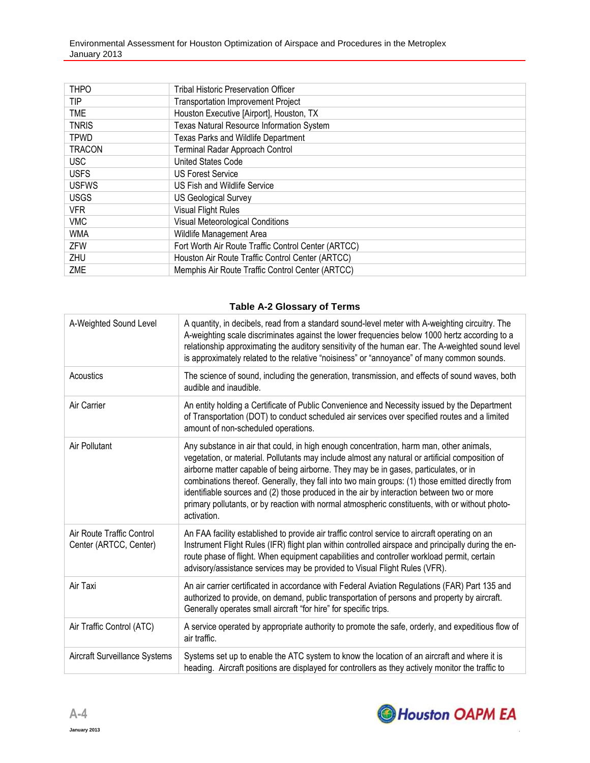| THPO | Tribal Historic Preservation Officer |
|---|---|
| TIP | Transportation Improvement Project |
| TME | Houston Executive [Airport], Houston, TX |
| TNRIS | Texas Natural Resource Information System |
| TPWD | Texas Parks and Wildlife Department |
| TRACON | Terminal Radar Approach Control |
| USC | United States Code |
| USFS | US Forest Service |
| USFWS | US Fish and Wildlife Service |
| USGS | US Geological Survey |
| VFR | Visual Flight Rules |
| VMC | Visual Meteorological Conditions |
| WMA | Wildlife Management Area |
| ZFW | Fort Worth Air Route Traffic Control Center (ARTCC) |
| ZHU | Houston Air Route Traffic Control Center (ARTCC) |
| ZME | Memphis Air Route Traffic Control Center (ARTCC) |

**Table A-2 Glossary of Terms**

| A-Weighted Sound Level | A quantity, in decibels, read from a standard sound-level meter with A-weighting circuitry. The A-weighting scale discriminates against the lower frequencies below 1000 hertz according to a relationship approximating the auditory sensitivity of the human ear. The A-weighted sound level is approximately related to the relative "noisiness" or "annoyance" of many common sounds. |
|---|---|
| Acoustics | The science of sound, including the generation, transmission, and effects of sound waves, both audible and inaudible. |
| Air Carrier | An entity holding a Certificate of Public Convenience and Necessity issued by the Department of Transportation (DOT) to conduct scheduled air services over specified routes and a limited amount of non-scheduled operations. |
| Air Pollutant | Any substance in air that could, in high enough concentration, harm man, other animals, vegetation, or material. Pollutants may include almost any natural or artificial composition of airborne matter capable of being airborne. They may be in gases, particulates, or in combinations thereof. Generally, they fall into two main groups: (1) those emitted directly from identifiable sources and (2) those produced in the air by interaction between two or more primary pollutants, or by reaction with normal atmospheric constituents, with or without photo-activation. |
| Air Route Traffic Control Center (ARTCC, Center) | An FAA facility established to provide air traffic control service to aircraft operating on an Instrument Flight Rules (IFR) flight plan within controlled airspace and principally during the en-route phase of flight. When equipment capabilities and controller workload permit, certain advisory/assistance services may be provided to Visual Flight Rules (VFR). |
| Air Taxi | An air carrier certificated in accordance with Federal Aviation Regulations (FAR) Part 135 and authorized to provide, on demand, public transportation of persons and property by aircraft. Generally operates small aircraft "for hire" for specific trips. |
| Air Traffic Control (ATC) | A service operated by appropriate authority to promote the safe, orderly, and expeditious flow of air traffic. |
| Aircraft Surveillance Systems | Systems set up to enable the ATC system to know the location of an aircraft and where it is heading. Aircraft positions are displayed for controllers as they actively monitor the traffic to |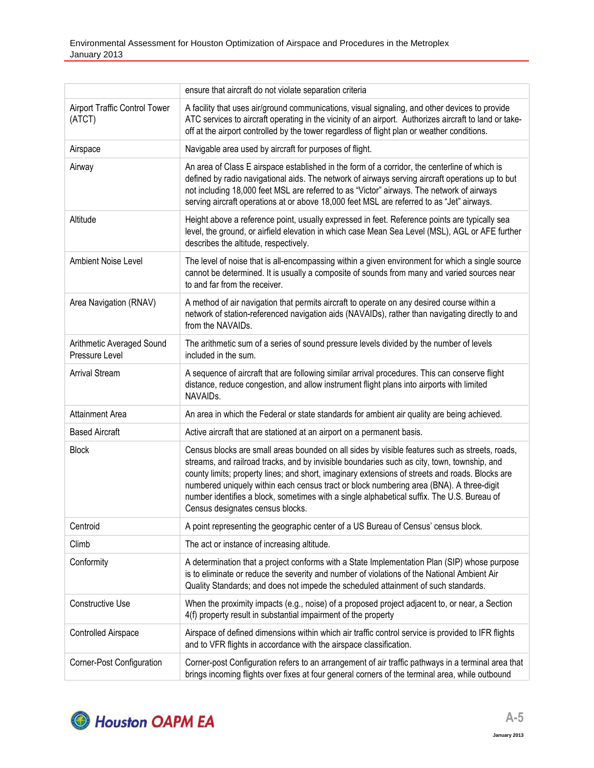| | |
|---|---|
| | ensure that aircraft do not violate separation criteria |
| Airport Traffic Control Tower (ATCT) | A facility that uses air/ground communications, visual signaling, and other devices to provide ATC services to aircraft operating in the vicinity of an airport. Authorizes aircraft to land or take-off at the airport controlled by the tower regardless of flight plan or weather conditions. |
| Airspace | Navigable area used by aircraft for purposes of flight. |
| Airway | An area of Class E airspace established in the form of a corridor, the centerline of which is defined by radio navigational aids. The network of airways serving aircraft operations up to but not including 18,000 feet MSL are referred to as "Victor" airways. The network of airways serving aircraft operations at or above 18,000 feet MSL are referred to as "Jet" airways. |
| Altitude | Height above a reference point, usually expressed in feet. Reference points are typically sea level, the ground, or airfield elevation in which case Mean Sea Level (MSL), AGL or AFE further describes the altitude, respectively. |
| Ambient Noise Level | The level of noise that is all-encompassing within a given environment for which a single source cannot be determined. It is usually a composite of sounds from many and varied sources near to and far from the receiver. |
| Area Navigation (RNAV) | A method of air navigation that permits aircraft to operate on any desired course within a network of station-referenced navigation aids (NAVAIDs), rather than navigating directly to and from the NAVAIDs. |
| Arithmetic Averaged Sound Pressure Level | The arithmetic sum of a series of sound pressure levels divided by the number of levels included in the sum. |
| Arrival Stream | A sequence of aircraft that are following similar arrival procedures. This can conserve flight distance, reduce congestion, and allow instrument flight plans into airports with limited NAVAIDs. |
| Attainment Area | An area in which the Federal or state standards for ambient air quality are being achieved. |
| Based Aircraft | Active aircraft that are stationed at an airport on a permanent basis. |
| Block | Census blocks are small areas bounded on all sides by visible features such as streets, roads, streams, and railroad tracks, and by invisible boundaries such as city, town, township, and county limits; property lines; and short, imaginary extensions of streets and roads. Blocks are numbered uniquely within each census tract or block numbering area (BNA). A three-digit number identifies a block, sometimes with a single alphabetical suffix. The U.S. Bureau of Census designates census blocks. |
| Centroid | A point representing the geographic center of a US Bureau of Census' census block. |
| Climb | The act or instance of increasing altitude. |
| Conformity | A determination that a project conforms with a State Implementation Plan (SIP) whose purpose is to eliminate or reduce the severity and number of violations of the National Ambient Air Quality Standards; and does not impede the scheduled attainment of such standards. |
| Constructive Use | When the proximity impacts (e.g., noise) of a proposed project adjacent to, or near, a Section 4(f) property result in substantial impairment of the property |
| Controlled Airspace | Airspace of defined dimensions within which air traffic control service is provided to IFR flights and to VFR flights in accordance with the airspace classification. |
| Corner-Post Configuration | Corner-post Configuration refers to an arrangement of air traffic pathways in a terminal area that brings incoming flights over fixes at four general corners of the terminal area, while outbound |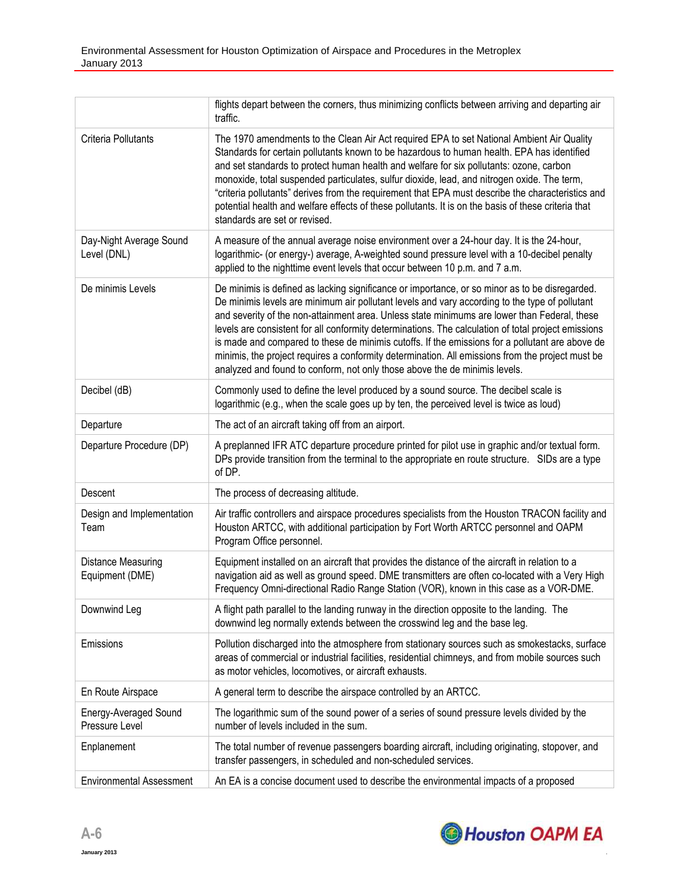| | |
|---|---|
| | flights depart between the corners, thus minimizing conflicts between arriving and departing air traffic. |
| Criteria Pollutants | The 1970 amendments to the Clean Air Act required EPA to set National Ambient Air Quality Standards for certain pollutants known to be hazardous to human health. EPA has identified and set standards to protect human health and welfare for six pollutants: ozone, carbon monoxide, total suspended particulates, sulfur dioxide, lead, and nitrogen oxide. The term, "criteria pollutants" derives from the requirement that EPA must describe the characteristics and potential health and welfare effects of these pollutants. It is on the basis of these criteria that standards are set or revised. |
| Day-Night Average Sound Level (DNL) | A measure of the annual average noise environment over a 24-hour day. It is the 24-hour, logarithmic- (or energy-) average, A-weighted sound pressure level with a 10-decibel penalty applied to the nighttime event levels that occur between 10 p.m. and 7 a.m. |
| De minimis Levels | De minimis is defined as lacking significance or importance, or so minor as to be disregarded. De minimis levels are minimum air pollutant levels and vary according to the type of pollutant and severity of the non-attainment area. Unless state minimums are lower than Federal, these levels are consistent for all conformity determinations. The calculation of total project emissions is made and compared to these de minimis cutoffs. If the emissions for a pollutant are above de minimis, the project requires a conformity determination. All emissions from the project must be analyzed and found to conform, not only those above the de minimis levels. |
| Decibel (dB) | Commonly used to define the level produced by a sound source. The decibel scale is logarithmic (e.g., when the scale goes up by ten, the perceived level is twice as loud) |
| Departure | The act of an aircraft taking off from an airport. |
| Departure Procedure (DP) | A preplanned IFR ATC departure procedure printed for pilot use in graphic and/or textual form. DPs provide transition from the terminal to the appropriate en route structure. SIDs are a type of DP. |
| Descent | The process of decreasing altitude. |
| Design and Implementation Team | Air traffic controllers and airspace procedures specialists from the Houston TRACON facility and Houston ARTCC, with additional participation by Fort Worth ARTCC personnel and OAPM Program Office personnel. |
| Distance Measuring Equipment (DME) | Equipment installed on an aircraft that provides the distance of the aircraft in relation to a navigation aid as well as ground speed. DME transmitters are often co-located with a Very High Frequency Omni-directional Radio Range Station (VOR), known in this case as a VOR-DME. |
| Downwind Leg | A flight path parallel to the landing runway in the direction opposite to the landing. The downwind leg normally extends between the crosswind leg and the base leg. |
| Emissions | Pollution discharged into the atmosphere from stationary sources such as smokestacks, surface areas of commercial or industrial facilities, residential chimneys, and from mobile sources such as motor vehicles, locomotives, or aircraft exhausts. |
| En Route Airspace | A general term to describe the airspace controlled by an ARTCC. |
| Energy-Averaged Sound Pressure Level | The logarithmic sum of the sound power of a series of sound pressure levels divided by the number of levels included in the sum. |
| Enplanement | The total number of revenue passengers boarding aircraft, including originating, stopover, and transfer passengers, in scheduled and non-scheduled services. |
| Environmental Assessment | An EA is a concise document used to describe the environmental impacts of a proposed |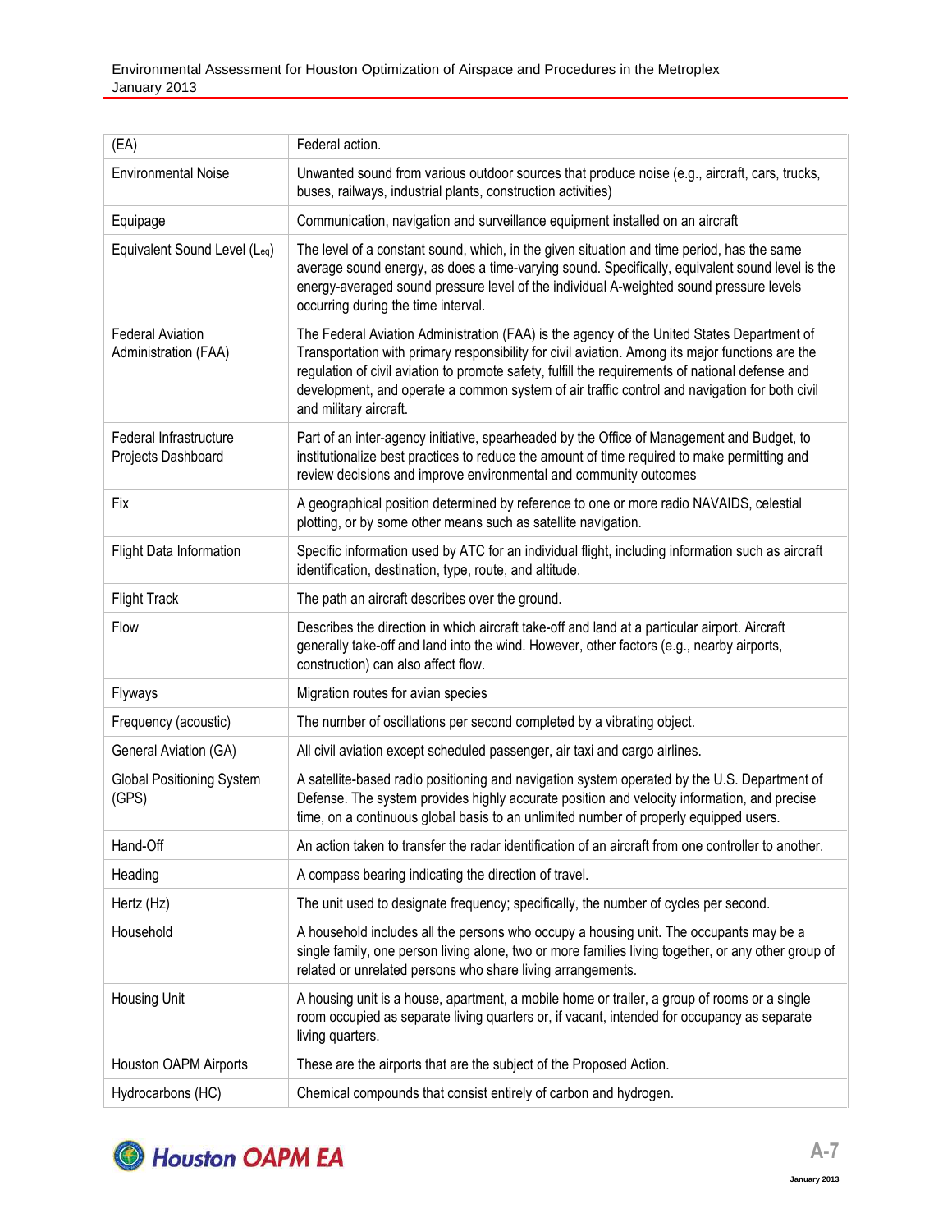| (EA) | Federal action. |
|---|---|
| Environmental Noise | Unwanted sound from various outdoor sources that produce noise (e.g., aircraft, cars, trucks, buses, railways, industrial plants, construction activities) |
| Equipage | Communication, navigation and surveillance equipment installed on an aircraft |
| Equivalent Sound Level ($L_{eq}$) | The level of a constant sound, which, in the given situation and time period, has the same average sound energy, as does a time-varying sound. Specifically, equivalent sound level is the energy-averaged sound pressure level of the individual A-weighted sound pressure levels occurring during the time interval. |
| Federal Aviation Administration (FAA) | The Federal Aviation Administration (FAA) is the agency of the United States Department of Transportation with primary responsibility for civil aviation. Among its major functions are the regulation of civil aviation to promote safety, fulfill the requirements of national defense and development, and operate a common system of air traffic control and navigation for both civil and military aircraft. |
| Federal Infrastructure Projects Dashboard | Part of an inter-agency initiative, spearheaded by the Office of Management and Budget, to institutionalize best practices to reduce the amount of time required to make permitting and review decisions and improve environmental and community outcomes |
| Fix | A geographical position determined by reference to one or more radio NAVAIDS, celestial plotting, or by some other means such as satellite navigation. |
| Flight Data Information | Specific information used by ATC for an individual flight, including information such as aircraft identification, destination, type, route, and altitude. |
| Flight Track | The path an aircraft describes over the ground. |
| Flow | Describes the direction in which aircraft take-off and land at a particular airport. Aircraft generally take-off and land into the wind. However, other factors (e.g., nearby airports, construction) can also affect flow. |
| Flyways | Migration routes for avian species |
| Frequency (acoustic) | The number of oscillations per second completed by a vibrating object. |
| General Aviation (GA) | All civil aviation except scheduled passenger, air taxi and cargo airlines. |
| Global Positioning System (GPS) | A satellite-based radio positioning and navigation system operated by the U.S. Department of Defense. The system provides highly accurate position and velocity information, and precise time, on a continuous global basis to an unlimited number of properly equipped users. |
| Hand-Off | An action taken to transfer the radar identification of an aircraft from one controller to another. |
| Heading | A compass bearing indicating the direction of travel. |
| Hertz (Hz) | The unit used to designate frequency; specifically, the number of cycles per second. |
| Household | A household includes all the persons who occupy a housing unit. The occupants may be a single family, one person living alone, two or more families living together, or any other group of related or unrelated persons who share living arrangements. |
| Housing Unit | A housing unit is a house, apartment, a mobile home or trailer, a group of rooms or a single room occupied as separate living quarters or, if vacant, intended for occupancy as separate living quarters. |
| Houston OAPM Airports | These are the airports that are the subject of the Proposed Action. |
| Hydrocarbons (HC) | Chemical compounds that consist entirely of carbon and hydrogen. |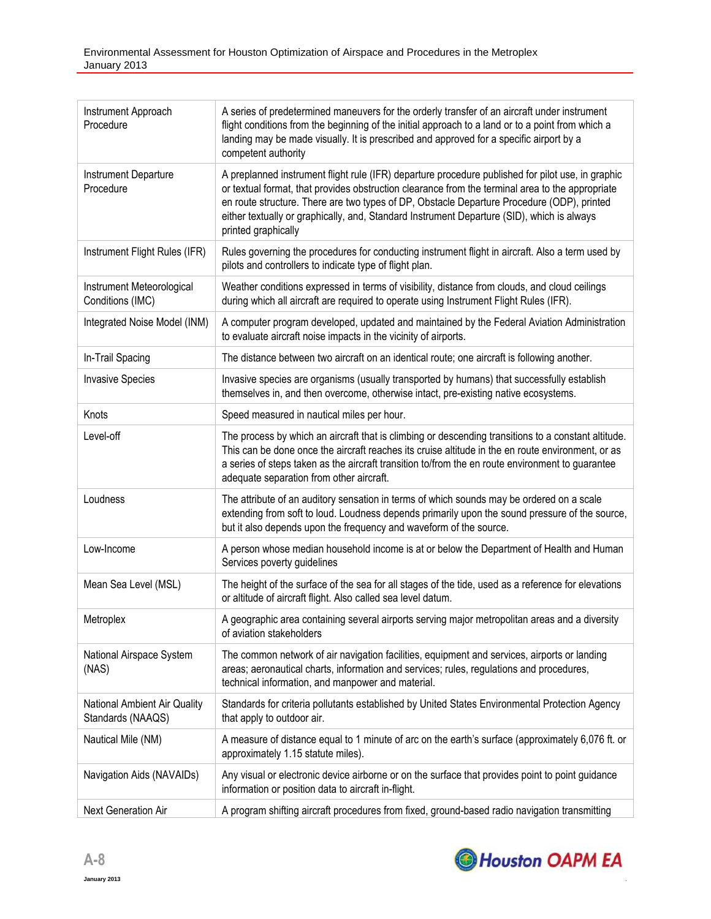| | |
|---|---|
| Instrument Approach Procedure | A series of predetermined maneuvers for the orderly transfer of an aircraft under instrument flight conditions from the beginning of the initial approach to a land or to a point from which a landing may be made visually. It is prescribed and approved for a specific airport by a competent authority |
| Instrument Departure Procedure | A preplanned instrument flight rule (IFR) departure procedure published for pilot use, in graphic or textual format, that provides obstruction clearance from the terminal area to the appropriate en route structure. There are two types of DP, Obstacle Departure Procedure (ODP), printed either textually or graphically, and, Standard Instrument Departure (SID), which is always printed graphically |
| Instrument Flight Rules (IFR) | Rules governing the procedures for conducting instrument flight in aircraft. Also a term used by pilots and controllers to indicate type of flight plan. |
| Instrument Meteorological Conditions (IMC) | Weather conditions expressed in terms of visibility, distance from clouds, and cloud ceilings during which all aircraft are required to operate using Instrument Flight Rules (IFR). |
| Integrated Noise Model (INM) | A computer program developed, updated and maintained by the Federal Aviation Administration to evaluate aircraft noise impacts in the vicinity of airports. |
| In-Trail Spacing | The distance between two aircraft on an identical route; one aircraft is following another. |
| Invasive Species | Invasive species are organisms (usually transported by humans) that successfully establish themselves in, and then overcome, otherwise intact, pre-existing native ecosystems. |
| Knots | Speed measured in nautical miles per hour. |
| Level-off | The process by which an aircraft that is climbing or descending transitions to a constant altitude. This can be done once the aircraft reaches its cruise altitude in the en route environment, or as a series of steps taken as the aircraft transition to/from the en route environment to guarantee adequate separation from other aircraft. |
| Loudness | The attribute of an auditory sensation in terms of which sounds may be ordered on a scale extending from soft to loud. Loudness depends primarily upon the sound pressure of the source, but it also depends upon the frequency and waveform of the source. |
| Low-Income | A person whose median household income is at or below the Department of Health and Human Services poverty guidelines |
| Mean Sea Level (MSL) | The height of the surface of the sea for all stages of the tide, used as a reference for elevations or altitude of aircraft flight. Also called sea level datum. |
| Metroplex | A geographic area containing several airports serving major metropolitan areas and a diversity of aviation stakeholders |
| National Airspace System (NAS) | The common network of air navigation facilities, equipment and services, airports or landing areas; aeronautical charts, information and services; rules, regulations and procedures, technical information, and manpower and material. |
| National Ambient Air Quality Standards (NAAQS) | Standards for criteria pollutants established by United States Environmental Protection Agency that apply to outdoor air. |
| Nautical Mile (NM) | A measure of distance equal to 1 minute of arc on the earth's surface (approximately 6,076 ft. or approximately 1.15 statute miles). |
| Navigation Aids (NAVAIDs) | Any visual or electronic device airborne or on the surface that provides point to point guidance information or position data to aircraft in-flight. |
| Next Generation Air | A program shifting aircraft procedures from fixed, ground-based radio navigation transmitting |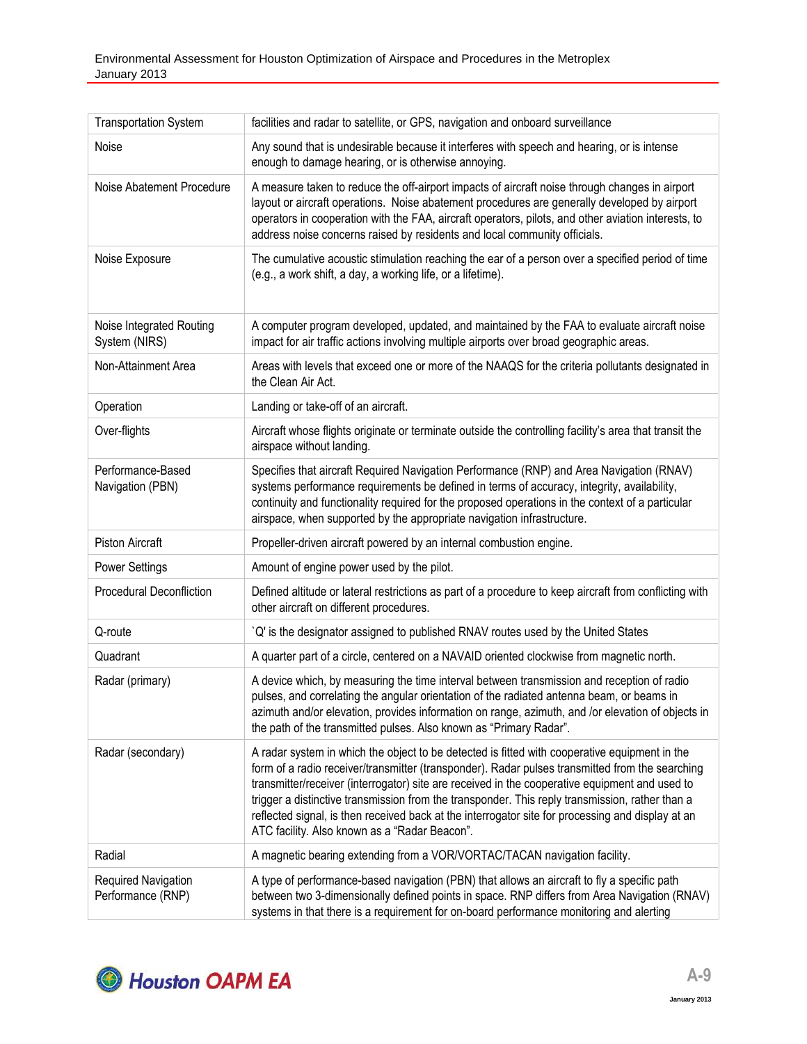| Transportation System | facilities and radar to satellite, or GPS, navigation and onboard surveillance |
|---|---|
| Noise | Any sound that is undesirable because it interferes with speech and hearing, or is intense enough to damage hearing, or is otherwise annoying. |
| Noise Abatement Procedure | A measure taken to reduce the off-airport impacts of aircraft noise through changes in airport layout or aircraft operations. Noise abatement procedures are generally developed by airport operators in cooperation with the FAA, aircraft operators, pilots, and other aviation interests, to address noise concerns raised by residents and local community officials. |
| Noise Exposure | The cumulative acoustic stimulation reaching the ear of a person over a specified period of time (e.g., a work shift, a day, a working life, or a lifetime). |
| Noise Integrated Routing System (NIRS) | A computer program developed, updated, and maintained by the FAA to evaluate aircraft noise impact for air traffic actions involving multiple airports over broad geographic areas. |
| Non-Attainment Area | Areas with levels that exceed one or more of the NAAQS for the criteria pollutants designated in the Clean Air Act. |
| Operation | Landing or take-off of an aircraft. |
| Over-flights | Aircraft whose flights originate or terminate outside the controlling facility's area that transit the airspace without landing. |
| Performance-Based Navigation (PBN) | Specifies that aircraft Required Navigation Performance (RNP) and Area Navigation (RNAV) systems performance requirements be defined in terms of accuracy, integrity, availability, continuity and functionality required for the proposed operations in the context of a particular airspace, when supported by the appropriate navigation infrastructure. |
| Piston Aircraft | Propeller-driven aircraft powered by an internal combustion engine. |
| Power Settings | Amount of engine power used by the pilot. |
| Procedural Deconfliction | Defined altitude or lateral restrictions as part of a procedure to keep aircraft from conflicting with other aircraft on different procedures. |
| Q-route | `Q' is the designator assigned to published RNAV routes used by the United States |
| Quadrant | A quarter part of a circle, centered on a NAVAID oriented clockwise from magnetic north. |
| Radar (primary) | A device which, by measuring the time interval between transmission and reception of radio pulses, and correlating the angular orientation of the radiated antenna beam, or beams in azimuth and/or elevation, provides information on range, azimuth, and /or elevation of objects in the path of the transmitted pulses. Also known as "Primary Radar". |
| Radar (secondary) | A radar system in which the object to be detected is fitted with cooperative equipment in the form of a radio receiver/transmitter (transponder). Radar pulses transmitted from the searching transmitter/receiver (interrogator) site are received in the cooperative equipment and used to trigger a distinctive transmission from the transponder. This reply transmission, rather than a reflected signal, is then received back at the interrogator site for processing and display at an ATC facility. Also known as a "Radar Beacon". |
| Radial | A magnetic bearing extending from a VOR/VORTAC/TACAN navigation facility. |
| Required Navigation Performance (RNP) | A type of performance-based navigation (PBN) that allows an aircraft to fly a specific path between two 3-dimensionally defined points in space. RNP differs from Area Navigation (RNAV) systems in that there is a requirement for on-board performance monitoring and alerting |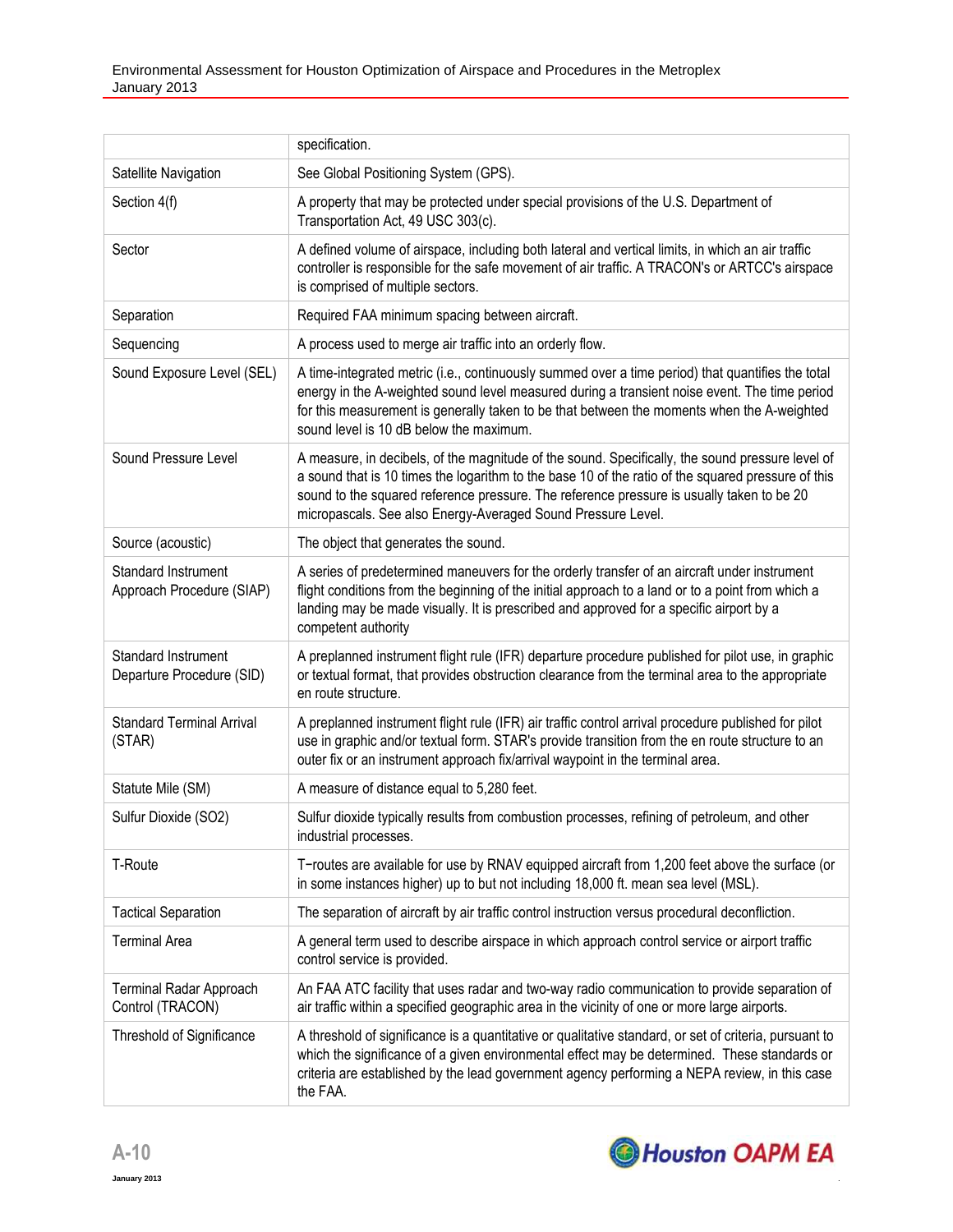| | |
|---|---|
| | specification. |
| Satellite Navigation | See Global Positioning System (GPS). |
| Section 4(f) | A property that may be protected under special provisions of the U.S. Department of Transportation Act, 49 USC 303(c). |
| Sector | A defined volume of airspace, including both lateral and vertical limits, in which an air traffic controller is responsible for the safe movement of air traffic. A TRACON's or ARTCC's airspace is comprised of multiple sectors. |
| Separation | Required FAA minimum spacing between aircraft. |
| Sequencing | A process used to merge air traffic into an orderly flow. |
| Sound Exposure Level (SEL) | A time-integrated metric (i.e., continuously summed over a time period) that quantifies the total energy in the A-weighted sound level measured during a transient noise event. The time period for this measurement is generally taken to be that between the moments when the A-weighted sound level is 10 dB below the maximum. |
| Sound Pressure Level | A measure, in decibels, of the magnitude of the sound. Specifically, the sound pressure level of a sound that is 10 times the logarithm to the base 10 of the ratio of the squared pressure of this sound to the squared reference pressure. The reference pressure is usually taken to be 20 micropascals. See also Energy-Averaged Sound Pressure Level. |
| Source (acoustic) | The object that generates the sound. |
| Standard Instrument Approach Procedure (SIAP) | A series of predetermined maneuvers for the orderly transfer of an aircraft under instrument flight conditions from the beginning of the initial approach to a land or to a point from which a landing may be made visually. It is prescribed and approved for a specific airport by a competent authority |
| Standard Instrument Departure Procedure (SID) | A preplanned instrument flight rule (IFR) departure procedure published for pilot use, in graphic or textual format, that provides obstruction clearance from the terminal area to the appropriate en route structure. |
| Standard Terminal Arrival (STAR) | A preplanned instrument flight rule (IFR) air traffic control arrival procedure published for pilot use in graphic and/or textual form. STAR's provide transition from the en route structure to an outer fix or an instrument approach fix/arrival waypoint in the terminal area. |
| Statute Mile (SM) | A measure of distance equal to 5,280 feet. |
| Sulfur Dioxide (SO2) | Sulfur dioxide typically results from combustion processes, refining of petroleum, and other industrial processes. |
| T-Route | T−routes are available for use by RNAV equipped aircraft from 1,200 feet above the surface (or in some instances higher) up to but not including 18,000 ft. mean sea level (MSL). |
| Tactical Separation | The separation of aircraft by air traffic control instruction versus procedural deconfliction. |
| Terminal Area | A general term used to describe airspace in which approach control service or airport traffic control service is provided. |
| Terminal Radar Approach Control (TRACON) | An FAA ATC facility that uses radar and two-way radio communication to provide separation of air traffic within a specified geographic area in the vicinity of one or more large airports. |
| Threshold of Significance | A threshold of significance is a quantitative or qualitative standard, or set of criteria, pursuant to which the significance of a given environmental effect may be determined. These standards or criteria are established by the lead government agency performing a NEPA review, in this case the FAA. |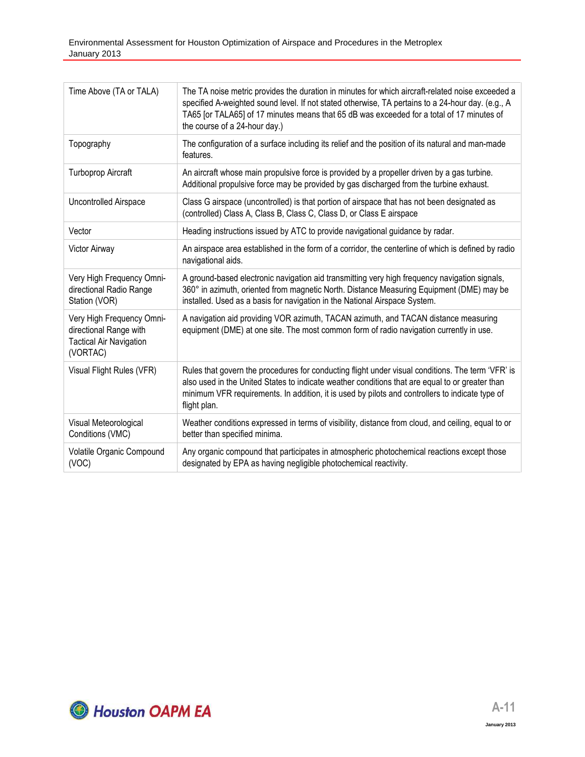| | |
|---|---|
| Time Above (TA or TALA) | The TA noise metric provides the duration in minutes for which aircraft-related noise exceeded a specified A-weighted sound level. If not stated otherwise, TA pertains to a 24-hour day. (e.g., A TA65 [or TALA65] of 17 minutes means that 65 dB was exceeded for a total of 17 minutes of the course of a 24-hour day.) |
| Topography | The configuration of a surface including its relief and the position of its natural and man-made features. |
| Turboprop Aircraft | An aircraft whose main propulsive force is provided by a propeller driven by a gas turbine. Additional propulsive force may be provided by gas discharged from the turbine exhaust. |
| Uncontrolled Airspace | Class G airspace (uncontrolled) is that portion of airspace that has not been designated as (controlled) Class A, Class B, Class C, Class D, or Class E airspace |
| Vector | Heading instructions issued by ATC to provide navigational guidance by radar. |
| Victor Airway | An airspace area established in the form of a corridor, the centerline of which is defined by radio navigational aids. |
| Very High Frequency Omni-directional Radio Range Station (VOR) | A ground-based electronic navigation aid transmitting very high frequency navigation signals, 360° in azimuth, oriented from magnetic North. Distance Measuring Equipment (DME) may be installed. Used as a basis for navigation in the National Airspace System. |
| Very High Frequency Omni-directional Range with Tactical Air Navigation (VORTAC) | A navigation aid providing VOR azimuth, TACAN azimuth, and TACAN distance measuring equipment (DME) at one site. The most common form of radio navigation currently in use. |
| Visual Flight Rules (VFR) | Rules that govern the procedures for conducting flight under visual conditions. The term 'VFR' is also used in the United States to indicate weather conditions that are equal to or greater than minimum VFR requirements. In addition, it is used by pilots and controllers to indicate type of flight plan. |
| Visual Meteorological Conditions (VMC) | Weather conditions expressed in terms of visibility, distance from cloud, and ceiling, equal to or better than specified minima. |
| Volatile Organic Compound (VOC) | Any organic compound that participates in atmospheric photochemical reactions except those designated by EPA as having negligible photochemical reactivity. |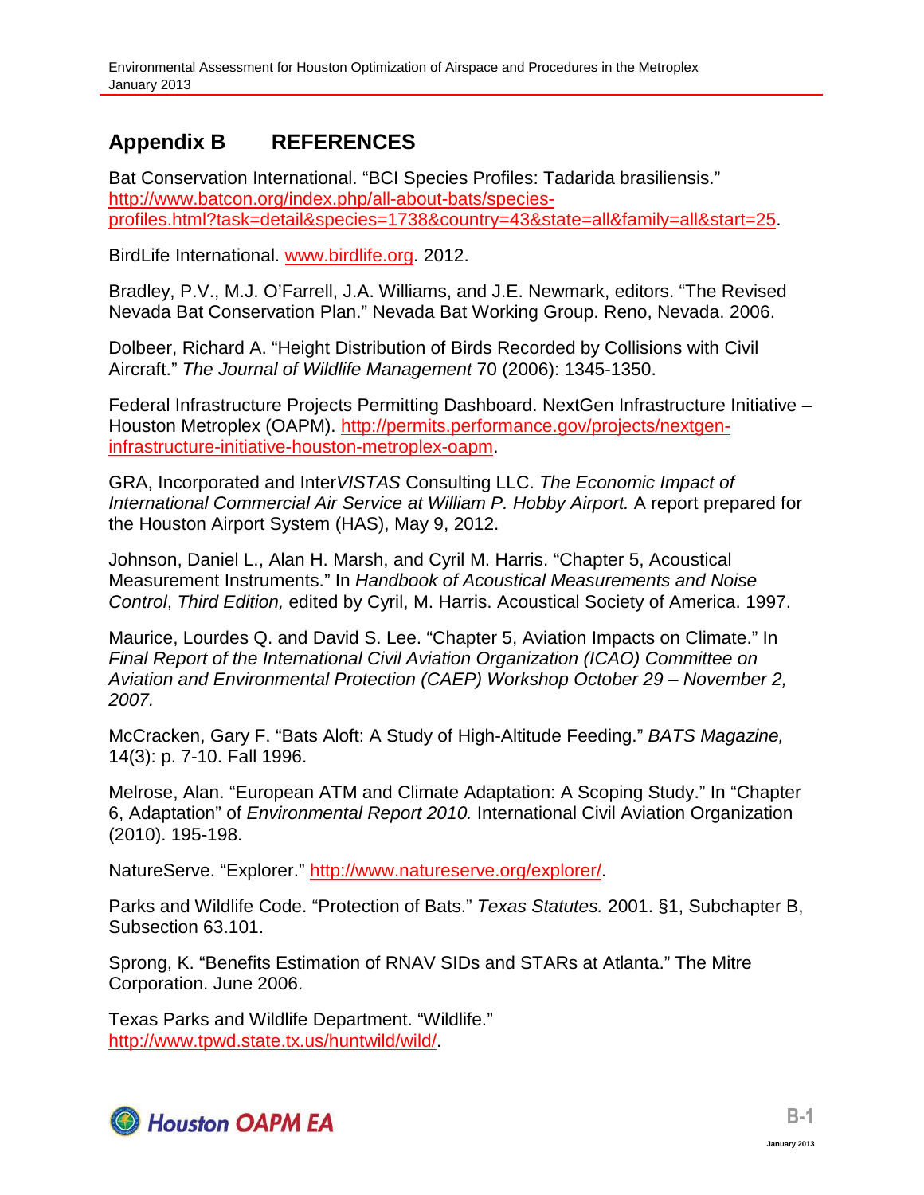# Appendix B REFERENCES

Bat Conservation International. "BCI Species Profiles: Tadarida brasiliensis." http://www.batcon.org/index.php/all-about-bats/species-profiles.html?task=detail&species=1738&country=43&state=all&family=all&start=25.

BirdLife International. www.birdlife.org. 2012.

Bradley, P.V., M.J. O'Farrell, J.A. Williams, and J.E. Newmark, editors. "The Revised Nevada Bat Conservation Plan." Nevada Bat Working Group. Reno, Nevada. 2006.

Dolbeer, Richard A. "Height Distribution of Birds Recorded by Collisions with Civil Aircraft." *The Journal of Wildlife Management* 70 (2006): 1345-1350.

Federal Infrastructure Projects Permitting Dashboard. NextGen Infrastructure Initiative – Houston Metroplex (OAPM). http://permits.performance.gov/projects/nextgen-infrastructure-initiative-houston-metroplex-oapm.

GRA, Incorporated and Inter*VISTAS* Consulting LLC. *The Economic Impact of International Commercial Air Service at William P. Hobby Airport.* A report prepared for the Houston Airport System (HAS), May 9, 2012.

Johnson, Daniel L., Alan H. Marsh, and Cyril M. Harris. "Chapter 5, Acoustical Measurement Instruments." In *Handbook of Acoustical Measurements and Noise Control*, *Third Edition,* edited by Cyril, M. Harris. Acoustical Society of America. 1997.

Maurice, Lourdes Q. and David S. Lee. "Chapter 5, Aviation Impacts on Climate." In *Final Report of the International Civil Aviation Organization (ICAO) Committee on Aviation and Environmental Protection (CAEP) Workshop October 29 – November 2, 2007.*

McCracken, Gary F. "Bats Aloft: A Study of High-Altitude Feeding." *BATS Magazine,* 14(3): p. 7-10. Fall 1996.

Melrose, Alan. "European ATM and Climate Adaptation: A Scoping Study." In "Chapter 6, Adaptation" of *Environmental Report 2010.* International Civil Aviation Organization (2010). 195-198.

NatureServe. "Explorer." http://www.natureserve.org/explorer/.

Parks and Wildlife Code. "Protection of Bats." *Texas Statutes.* 2001. §1, Subchapter B, Subsection 63.101.

Sprong, K. "Benefits Estimation of RNAV SIDs and STARs at Atlanta." The Mitre Corporation. June 2006.

Texas Parks and Wildlife Department. "Wildlife." http://www.tpwd.state.tx.us/huntwild/wild/.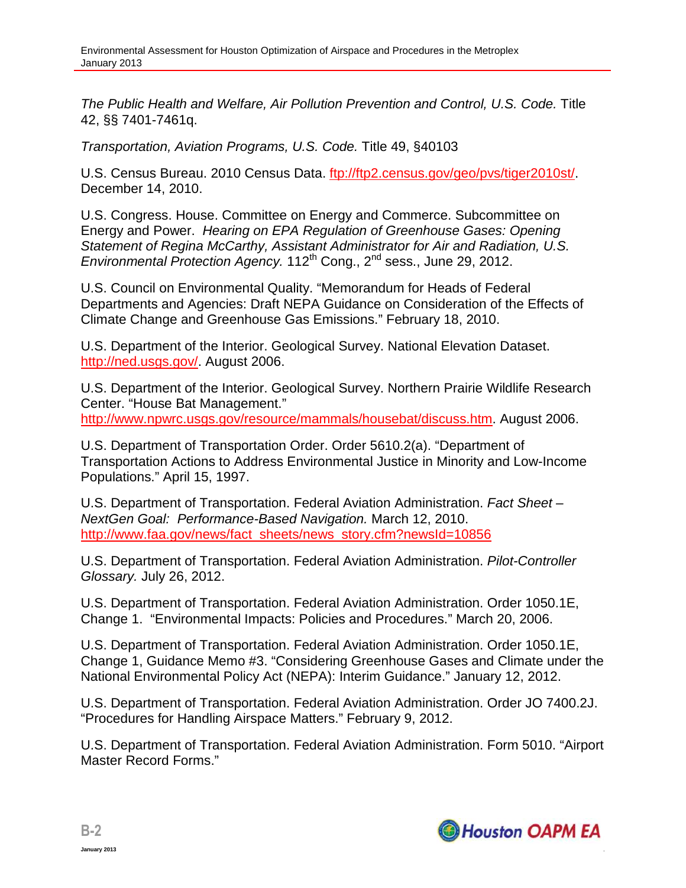*The Public Health and Welfare, Air Pollution Prevention and Control, U.S. Code.* Title 42, §§ 7401-7461q.

*Transportation, Aviation Programs, U.S. Code.* Title 49, §40103

U.S. Census Bureau. 2010 Census Data. ftp://ftp2.census.gov/geo/pvs/tiger2010st/. December 14, 2010.

U.S. Congress. House. Committee on Energy and Commerce. Subcommittee on Energy and Power. *Hearing on EPA Regulation of Greenhouse Gases: Opening Statement of Regina McCarthy, Assistant Administrator for Air and Radiation, U.S. Environmental Protection Agency.* 112th Cong., 2nd sess., June 29, 2012.

U.S. Council on Environmental Quality. "Memorandum for Heads of Federal Departments and Agencies: Draft NEPA Guidance on Consideration of the Effects of Climate Change and Greenhouse Gas Emissions." February 18, 2010.

U.S. Department of the Interior. Geological Survey. National Elevation Dataset. http://ned.usgs.gov/. August 2006.

U.S. Department of the Interior. Geological Survey. Northern Prairie Wildlife Research Center. "House Bat Management." http://www.npwrc.usgs.gov/resource/mammals/housebat/discuss.htm. August 2006.

U.S. Department of Transportation Order. Order 5610.2(a). "Department of Transportation Actions to Address Environmental Justice in Minority and Low-Income Populations." April 15, 1997.

U.S. Department of Transportation. Federal Aviation Administration. *Fact Sheet – NextGen Goal: Performance-Based Navigation.* March 12, 2010. http://www.faa.gov/news/fact_sheets/news_story.cfm?newsId=10856

U.S. Department of Transportation. Federal Aviation Administration. *Pilot-Controller Glossary.* July 26, 2012.

U.S. Department of Transportation. Federal Aviation Administration. Order 1050.1E, Change 1. "Environmental Impacts: Policies and Procedures." March 20, 2006.

U.S. Department of Transportation. Federal Aviation Administration. Order 1050.1E, Change 1, Guidance Memo #3. "Considering Greenhouse Gases and Climate under the National Environmental Policy Act (NEPA): Interim Guidance." January 12, 2012.

U.S. Department of Transportation. Federal Aviation Administration. Order JO 7400.2J. "Procedures for Handling Airspace Matters." February 9, 2012.

U.S. Department of Transportation. Federal Aviation Administration. Form 5010. "Airport Master Record Forms."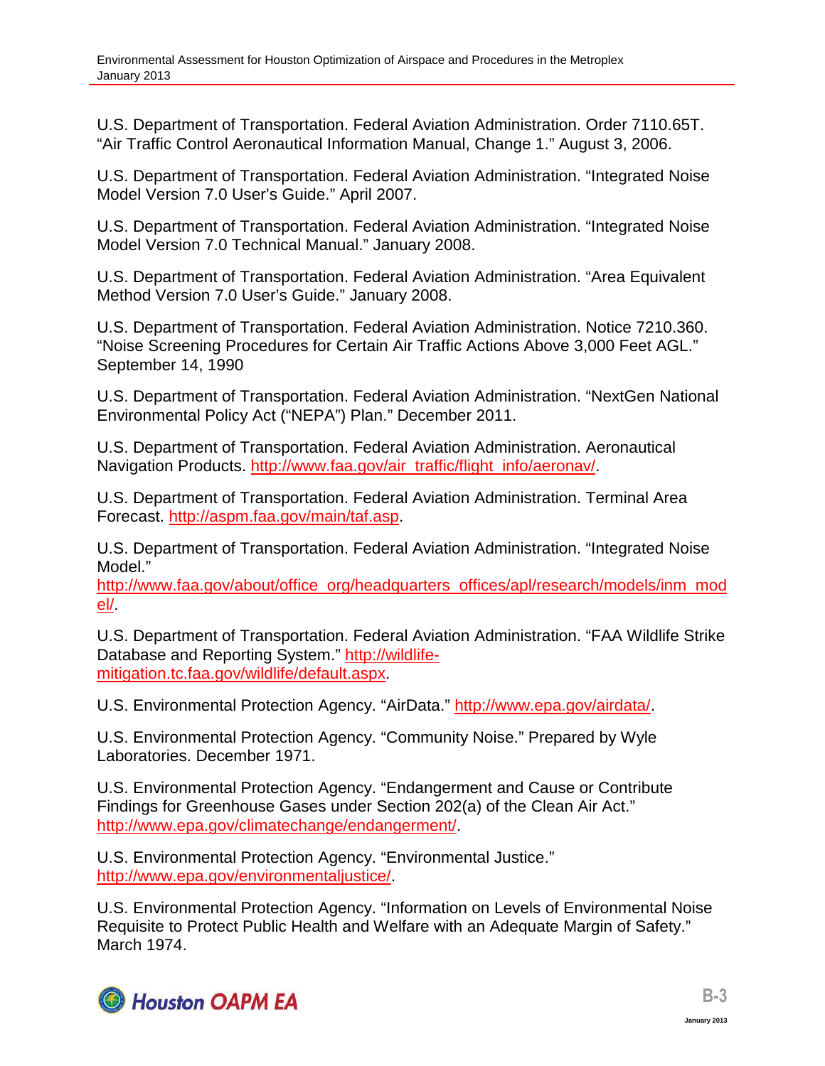U.S. Department of Transportation. Federal Aviation Administration. Order 7110.65T. "Air Traffic Control Aeronautical Information Manual, Change 1." August 3, 2006.

U.S. Department of Transportation. Federal Aviation Administration. "Integrated Noise Model Version 7.0 User's Guide." April 2007.

U.S. Department of Transportation. Federal Aviation Administration. "Integrated Noise Model Version 7.0 Technical Manual." January 2008.

U.S. Department of Transportation. Federal Aviation Administration. "Area Equivalent Method Version 7.0 User's Guide." January 2008.

U.S. Department of Transportation. Federal Aviation Administration. Notice 7210.360. "Noise Screening Procedures for Certain Air Traffic Actions Above 3,000 Feet AGL." September 14, 1990

U.S. Department of Transportation. Federal Aviation Administration. "NextGen National Environmental Policy Act ("NEPA") Plan." December 2011.

U.S. Department of Transportation. Federal Aviation Administration. Aeronautical Navigation Products. http://www.faa.gov/air_traffic/flight_info/aeronav/.

U.S. Department of Transportation. Federal Aviation Administration. Terminal Area Forecast. http://aspm.faa.gov/main/taf.asp.

U.S. Department of Transportation. Federal Aviation Administration. "Integrated Noise Model." http://www.faa.gov/about/office_org/headquarters_offices/apl/research/models/inm_model/.

U.S. Department of Transportation. Federal Aviation Administration. "FAA Wildlife Strike Database and Reporting System." http://wildlife-mitigation.tc.faa.gov/wildlife/default.aspx.

U.S. Environmental Protection Agency. "AirData." http://www.epa.gov/airdata/.

U.S. Environmental Protection Agency. "Community Noise." Prepared by Wyle Laboratories. December 1971.

U.S. Environmental Protection Agency. "Endangerment and Cause or Contribute Findings for Greenhouse Gases under Section 202(a) of the Clean Air Act." http://www.epa.gov/climatechange/endangerment/.

U.S. Environmental Protection Agency. "Environmental Justice." http://www.epa.gov/environmentaljustice/.

U.S. Environmental Protection Agency. "Information on Levels of Environmental Noise Requisite to Protect Public Health and Welfare with an Adequate Margin of Safety." March 1974.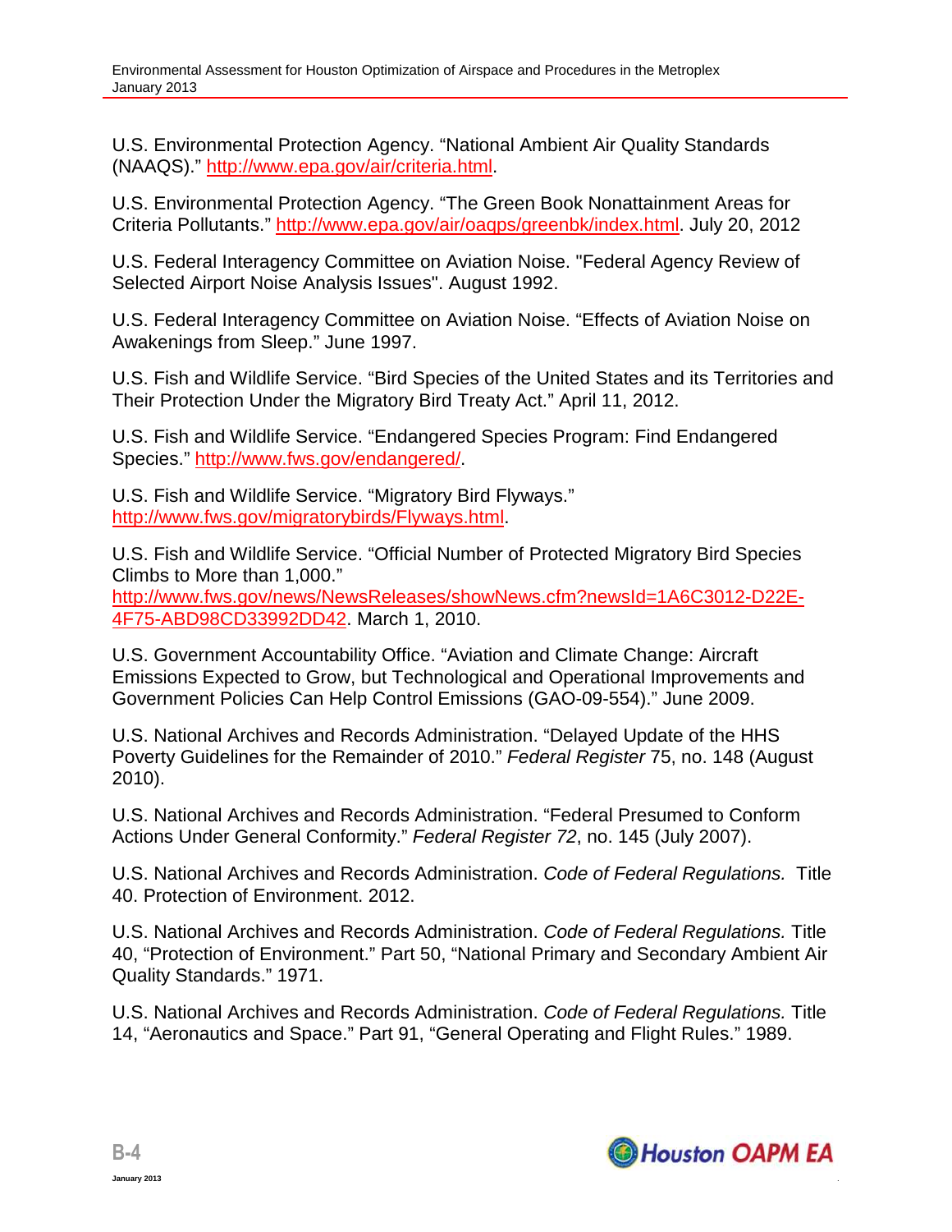U.S. Environmental Protection Agency. “National Ambient Air Quality Standards (NAAQS).” http://www.epa.gov/air/criteria.html.

U.S. Environmental Protection Agency. “The Green Book Nonattainment Areas for Criteria Pollutants.” http://www.epa.gov/air/oaqps/greenbk/index.html. July 20, 2012

U.S. Federal Interagency Committee on Aviation Noise. "Federal Agency Review of Selected Airport Noise Analysis Issues". August 1992.

U.S. Federal Interagency Committee on Aviation Noise. “Effects of Aviation Noise on Awakenings from Sleep.” June 1997.

U.S. Fish and Wildlife Service. “Bird Species of the United States and its Territories and Their Protection Under the Migratory Bird Treaty Act.” April 11, 2012.

U.S. Fish and Wildlife Service. “Endangered Species Program: Find Endangered Species.” http://www.fws.gov/endangered/.

U.S. Fish and Wildlife Service. “Migratory Bird Flyways.” http://www.fws.gov/migratorybirds/Flyways.html.

U.S. Fish and Wildlife Service. “Official Number of Protected Migratory Bird Species Climbs to More than 1,000.” http://www.fws.gov/news/NewsReleases/showNews.cfm?newsId=1A6C3012-D22E-4F75-ABD98CD33992DD42. March 1, 2010.

U.S. Government Accountability Office. “Aviation and Climate Change: Aircraft Emissions Expected to Grow, but Technological and Operational Improvements and Government Policies Can Help Control Emissions (GAO-09-554).” June 2009.

U.S. National Archives and Records Administration. “Delayed Update of the HHS Poverty Guidelines for the Remainder of 2010.” *Federal Register* 75, no. 148 (August 2010).

U.S. National Archives and Records Administration. “Federal Presumed to Conform Actions Under General Conformity.” *Federal Register 72*, no. 145 (July 2007).

U.S. National Archives and Records Administration. *Code of Federal Regulations.* Title 40. Protection of Environment. 2012.

U.S. National Archives and Records Administration. *Code of Federal Regulations.* Title 40, “Protection of Environment.” Part 50, “National Primary and Secondary Ambient Air Quality Standards.” 1971.

U.S. National Archives and Records Administration. *Code of Federal Regulations.* Title 14, “Aeronautics and Space.” Part 91, “General Operating and Flight Rules.” 1989.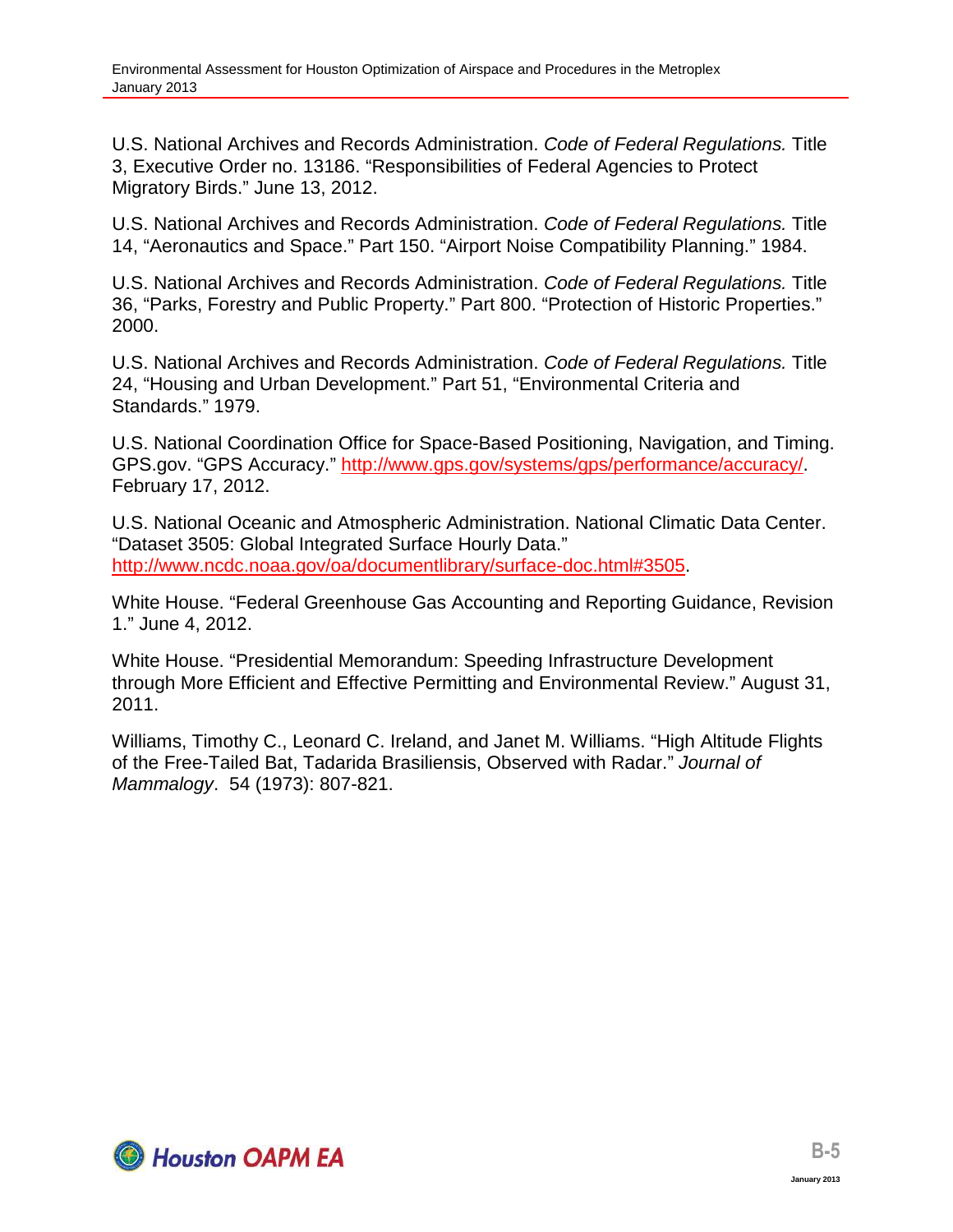U.S. National Archives and Records Administration. *Code of Federal Regulations.* Title 3, Executive Order no. 13186. "Responsibilities of Federal Agencies to Protect Migratory Birds." June 13, 2012.

U.S. National Archives and Records Administration. *Code of Federal Regulations.* Title 14, "Aeronautics and Space." Part 150. "Airport Noise Compatibility Planning." 1984.

U.S. National Archives and Records Administration. *Code of Federal Regulations.* Title 36, "Parks, Forestry and Public Property." Part 800. "Protection of Historic Properties." 2000.

U.S. National Archives and Records Administration. *Code of Federal Regulations.* Title 24, "Housing and Urban Development." Part 51, "Environmental Criteria and Standards." 1979.

U.S. National Coordination Office for Space-Based Positioning, Navigation, and Timing. GPS.gov. "GPS Accuracy." http://www.gps.gov/systems/gps/performance/accuracy/. February 17, 2012.

U.S. National Oceanic and Atmospheric Administration. National Climatic Data Center. "Dataset 3505: Global Integrated Surface Hourly Data." http://www.ncdc.noaa.gov/oa/documentlibrary/surface-doc.html#3505.

White House. "Federal Greenhouse Gas Accounting and Reporting Guidance, Revision 1." June 4, 2012.

White House. "Presidential Memorandum: Speeding Infrastructure Development through More Efficient and Effective Permitting and Environmental Review." August 31, 2011.

Williams, Timothy C., Leonard C. Ireland, and Janet M. Williams. "High Altitude Flights of the Free-Tailed Bat, Tadarida Brasiliensis, Observed with Radar." *Journal of Mammalogy*. 54 (1973): 807-821.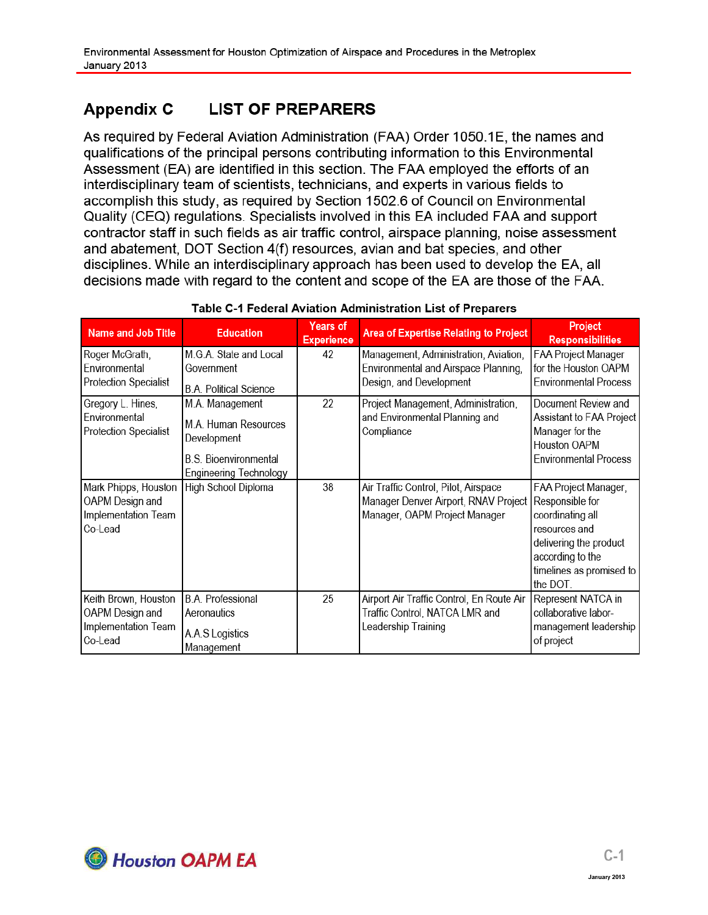# Appendix C LIST OF PREPARERS

As required by Federal Aviation Administration (FAA) Order 1050.1E, the names and qualifications of the principal persons contributing information to this Environmental Assessment (EA) are identified in this section. The FAA employed the efforts of an interdisciplinary team of scientists, technicians, and experts in various fields to accomplish this study, as required by Section 1502.6 of Council on Environmental Quality (CEQ) regulations. Specialists involved in this EA included FAA and support contractor staff in such fields as air traffic control, airspace planning, noise assessment and abatement, DOT Section 4(f) resources, avian and bat species, and other disciplines. While an interdisciplinary approach has been used to develop the EA, all decisions made with regard to the content and scope of the EA are those of the FAA.

**Table C-1 Federal Aviation Administration List of Preparers**

| Name and Job Title | Education | Years of Experience | Area of Expertise Relating to Project | Project Responsibilities |
|---|---|---|---|---|
| Roger McGrath, Environmental Protection Specialist | M.G.A. State and Local Government<br><br>B.A. Political Science | 42 | Management, Administration, Aviation, Environmental and Airspace Planning, Design, and Development | FAA Project Manager for the Houston OAPM Environmental Process |
| Gregory L. Hines, Environmental Protection Specialist | M.A. Management<br><br>M.A. Human Resources Development<br><br>B.S. Bioenvironmental Engineering Technology | 22 | Project Management, Administration, and Environmental Planning and Compliance | Document Review and Assistant to FAA Project Manager for the Houston OAPM Environmental Process |
| Mark Phipps, Houston OAPM Design and Implementation Team Co-Lead | High School Diploma | 38 | Air Traffic Control, Pilot, Airspace Manager Denver Airport, RNAV Project Manager, OAPM Project Manager | FAA Project Manager, Responsible for coordinating all resources and delivering the product according to the timelines as promised to the DOT. |
| Keith Brown, Houston OAPM Design and Implementation Team Co-Lead | B.A. Professional Aeronautics<br><br>A.A.S Logistics Management | 25 | Airport Air Traffic Control, En Route Air Traffic Control, NATCA LMR and Leadership Training | Represent NATCA in collaborative labor-management leadership of project |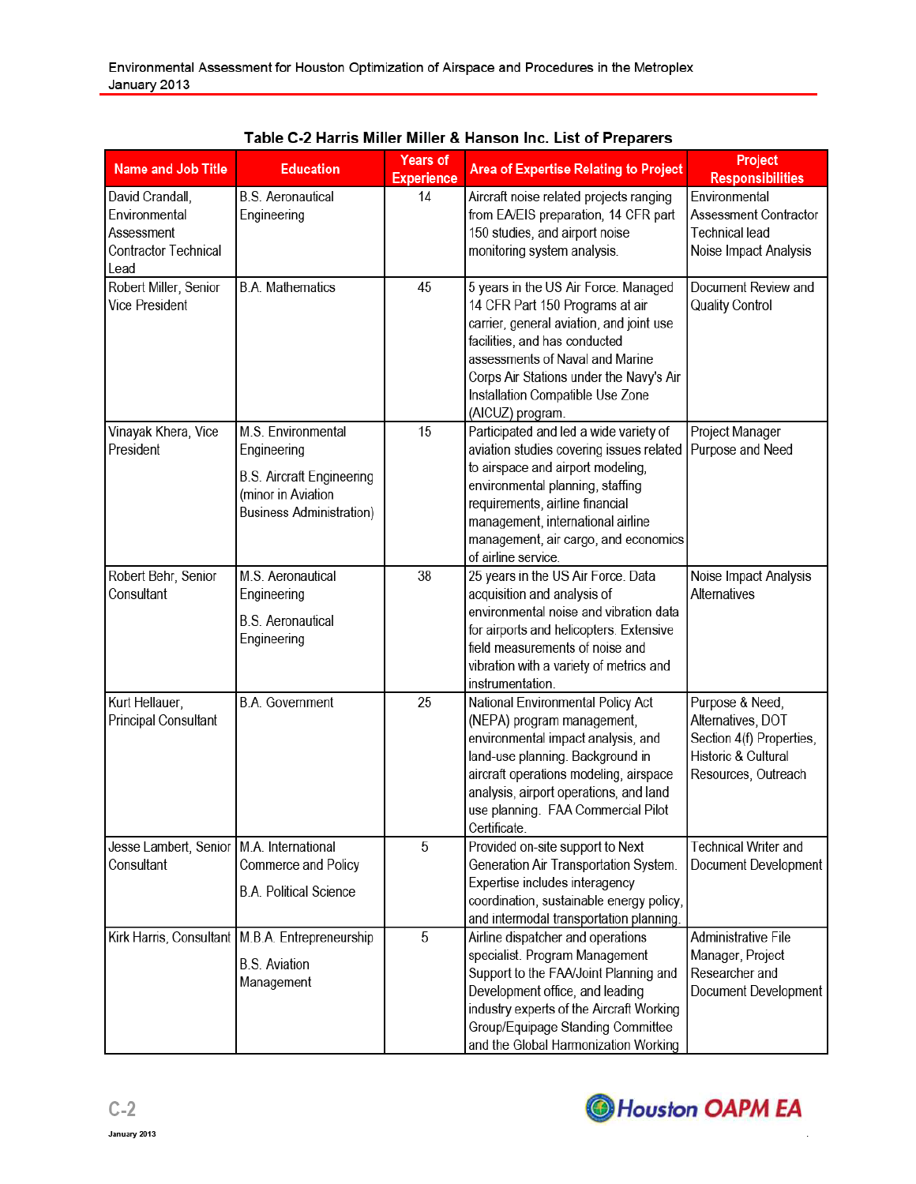**Table C-2 Harris Miller Miller & Hanson Inc. List of Preparers**

| Name and Job Title | Education | Years of Experience | Area of Expertise Relating to Project | Project Responsibilities |
|---|---|---|---|---|
| David Crandall, Environmental Assessment Contractor Technical Lead | B.S. Aeronautical Engineering | 14 | Aircraft noise related projects ranging from EA/EIS preparation, 14 CFR part 150 studies, and airport noise monitoring system analysis. | Environmental Assessment Contractor Technical lead Noise Impact Analysis |
| Robert Miller, Senior Vice President | B.A. Mathematics | 45 | 5 years in the US Air Force. Managed 14 CFR Part 150 Programs at air carrier, general aviation, and joint use facilities, and has conducted assessments of Naval and Marine Corps Air Stations under the Navy's Air Installation Compatible Use Zone (AICUZ) program. | Document Review and Quality Control |
| Vinayak Khera, Vice President | M.S. Environmental Engineering<br>B.S. Aircraft Engineering (minor in Aviation Business Administration) | 15 | Participated and led a wide variety of aviation studies covering issues related to airspace and airport modeling, environmental planning, staffing requirements, airline financial management, international airline management, air cargo, and economics of airline service. | Project Manager Purpose and Need |
| Robert Behr, Senior Consultant | M.S. Aeronautical Engineering<br>B.S. Aeronautical Engineering | 38 | 25 years in the US Air Force. Data acquisition and analysis of environmental noise and vibration data for airports and helicopters. Extensive field measurements of noise and vibration with a variety of metrics and instrumentation. | Noise Impact Analysis Alternatives |
| Kurt Hellauer, Principal Consultant | B.A. Government | 25 | National Environmental Policy Act (NEPA) program management, environmental impact analysis, and land-use planning. Background in aircraft operations modeling, airspace analysis, airport operations, and land use planning. FAA Commercial Pilot Certificate. | Purpose & Need, Alternatives, DOT Section 4(f) Properties, Historic & Cultural Resources, Outreach |
| Jesse Lambert, Senior Consultant | M.A. International Commerce and Policy<br>B.A. Political Science | 5 | Provided on-site support to Next Generation Air Transportation System. Expertise includes interagency coordination, sustainable energy policy, and intermodal transportation planning. | Technical Writer and Document Development |
| Kirk Harris, Consultant | M.B.A. Entrepreneurship<br>B.S. Aviation Management | 5 | Airline dispatcher and operations specialist. Program Management Support to the FAA/Joint Planning and Development office, and leading industry experts of the Aircraft Working Group/Equipage Standing Committee and the Global Harmonization Working | Administrative File Manager, Project Researcher and Document Development |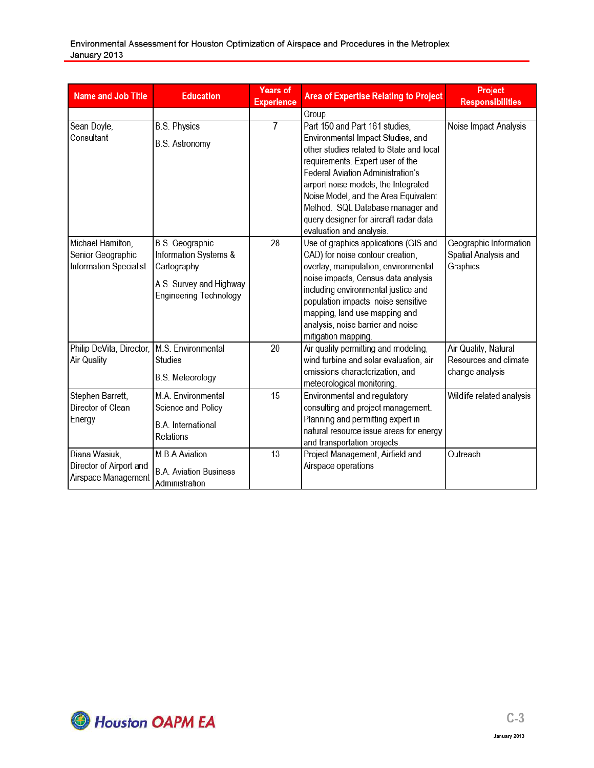| Name and Job Title | Education | Years of Experience | Area of Expertise Relating to Project | Project Responsibilities |
|---|---|---|---|---|
| | | | Group. | |
| Sean Doyle, Consultant | B.S. Physics<br><br>B.S. Astronomy | 7 | Part 150 and Part 161 studies, Environmental Impact Studies, and other studies related to State and local requirements. Expert user of the Federal Aviation Administration's airport noise models, the Integrated Noise Model, and the Area Equivalent Method. SQL Database manager and query designer for aircraft radar data evaluation and analysis. | Noise Impact Analysis |
| Michael Hamilton, Senior Geographic Information Specialist | B.S. Geographic Information Systems & Cartography<br><br>A.S. Survey and Highway Engineering Technology | 28 | Use of graphics applications (GIS and CAD) for noise contour creation, overlay, manipulation, environmental noise impacts, Census data analysis including environmental justice and population impacts, noise sensitive mapping, land use mapping and analysis, noise barrier and noise mitigation mapping. | Geographic Information Spatial Analysis and Graphics |
| Philip DeVita, Director, Air Quality | M.S. Environmental Studies<br><br>B.S. Meteorology | 20 | Air quality permitting and modeling, wind turbine and solar evaluation, air emissions characterization, and meteorological monitoring. | Air Quality, Natural Resources and climate change analysis |
| Stephen Barrett, Director of Clean Energy | M.A. Environmental Science and Policy<br><br>B.A. International Relations | 15 | Environmental and regulatory consulting and project management. Planning and permitting expert in natural resource issue areas for energy and transportation projects. | Wildlife related analysis |
| Diana Wasiuk, Director of Airport and Airspace Management | M.B.A Aviation<br><br>B.A. Aviation Business Administration | 13 | Project Management, Airfield and Airspace operations | Outreach |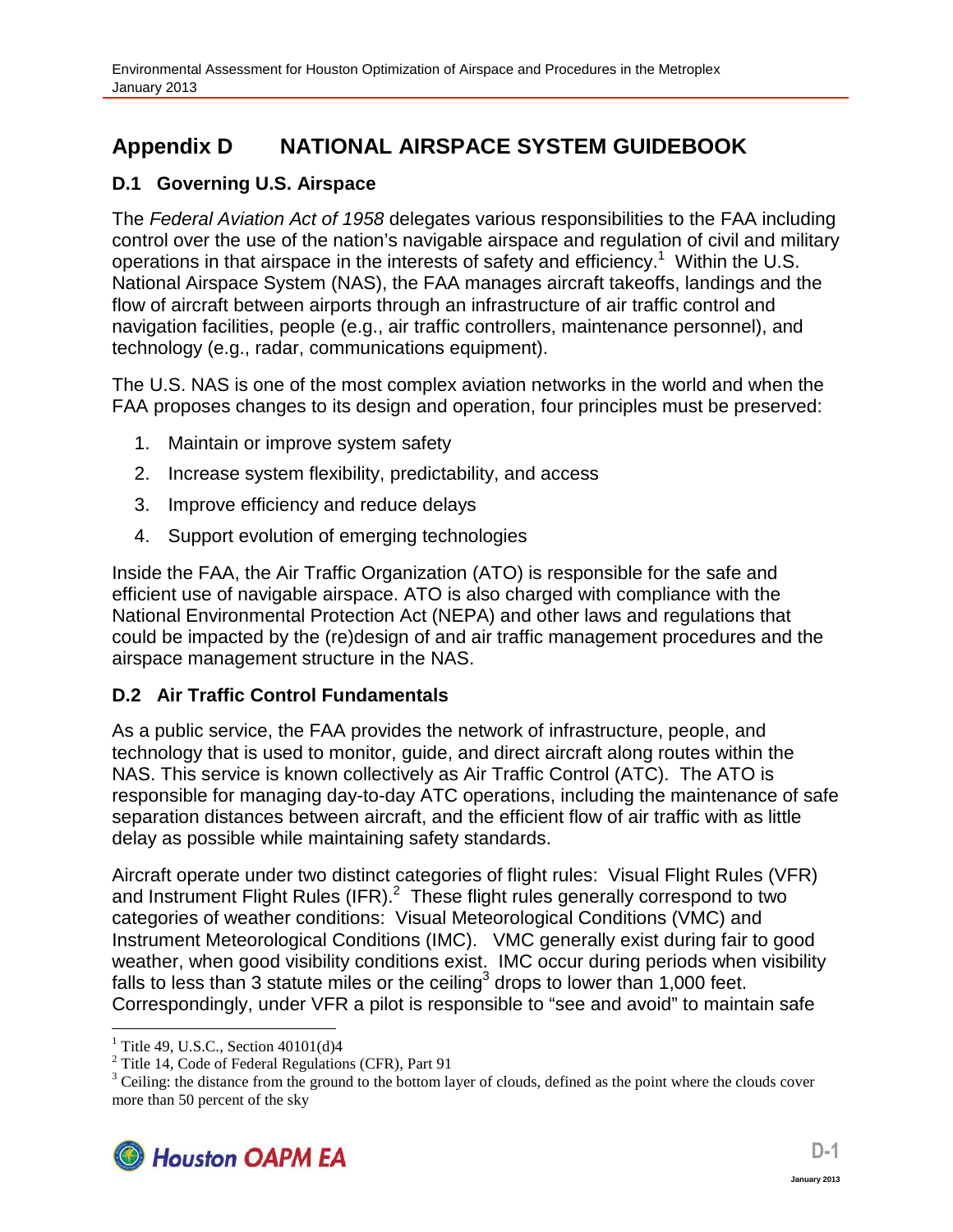# Appendix D NATIONAL AIRSPACE SYSTEM GUIDEBOOK

## D.1 Governing U.S. Airspace

The *Federal Aviation Act of 1958* delegates various responsibilities to the FAA including control over the use of the nation's navigable airspace and regulation of civil and military operations in that airspace in the interests of safety and efficiency.[1] Within the U.S. National Airspace System (NAS), the FAA manages aircraft takeoffs, landings and the flow of aircraft between airports through an infrastructure of air traffic control and navigation facilities, people (e.g., air traffic controllers, maintenance personnel), and technology (e.g., radar, communications equipment).

The U.S. NAS is one of the most complex aviation networks in the world and when the FAA proposes changes to its design and operation, four principles must be preserved:

1. Maintain or improve system safety
2. Increase system flexibility, predictability, and access
3. Improve efficiency and reduce delays
4. Support evolution of emerging technologies

Inside the FAA, the Air Traffic Organization (ATO) is responsible for the safe and efficient use of navigable airspace. ATO is also charged with compliance with the National Environmental Protection Act (NEPA) and other laws and regulations that could be impacted by the (re)design of and air traffic management procedures and the airspace management structure in the NAS.

## D.2 Air Traffic Control Fundamentals

As a public service, the FAA provides the network of infrastructure, people, and technology that is used to monitor, guide, and direct aircraft along routes within the NAS. This service is known collectively as Air Traffic Control (ATC). The ATO is responsible for managing day-to-day ATC operations, including the maintenance of safe separation distances between aircraft, and the efficient flow of air traffic with as little delay as possible while maintaining safety standards.

Aircraft operate under two distinct categories of flight rules: Visual Flight Rules (VFR) and Instrument Flight Rules (IFR).[2] These flight rules generally correspond to two categories of weather conditions: Visual Meteorological Conditions (VMC) and Instrument Meteorological Conditions (IMC). VMC generally exist during fair to good weather, when good visibility conditions exist. IMC occur during periods when visibility falls to less than 3 statute miles or the ceiling[3] drops to lower than 1,000 feet. Correspondingly, under VFR a pilot is responsible to "see and avoid" to maintain safe

---

[1] Title 49, U.S.C., Section 40101(d)4

[2] Title 14, Code of Federal Regulations (CFR), Part 91

[3] Ceiling: the distance from the ground to the bottom layer of clouds, defined as the point where the clouds cover more than 50 percent of the sky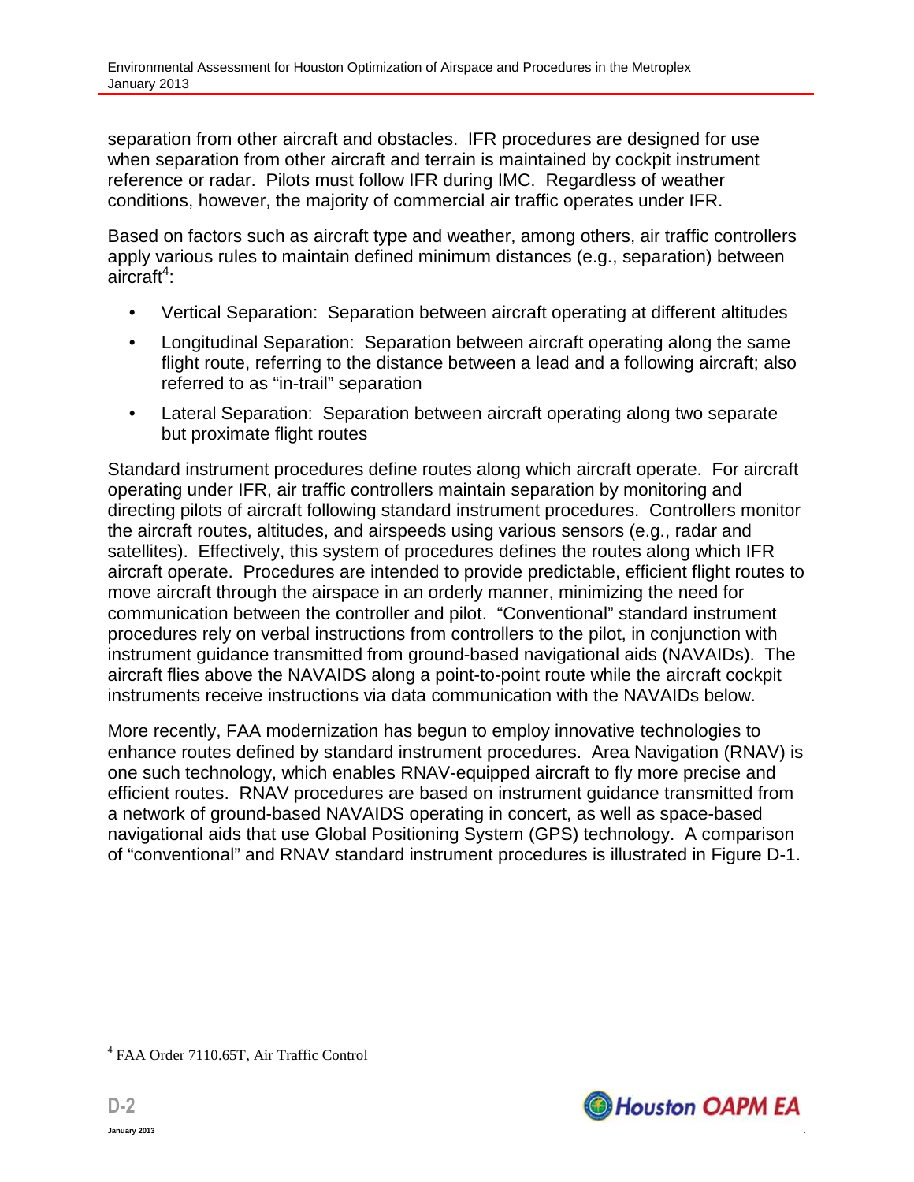separation from other aircraft and obstacles. IFR procedures are designed for use when separation from other aircraft and terrain is maintained by cockpit instrument reference or radar. Pilots must follow IFR during IMC. Regardless of weather conditions, however, the majority of commercial air traffic operates under IFR.

Based on factors such as aircraft type and weather, among others, air traffic controllers apply various rules to maintain defined minimum distances (e.g., separation) between aircraft[4]:

- Vertical Separation: Separation between aircraft operating at different altitudes
- Longitudinal Separation: Separation between aircraft operating along the same flight route, referring to the distance between a lead and a following aircraft; also referred to as "in-trail" separation
- Lateral Separation: Separation between aircraft operating along two separate but proximate flight routes

Standard instrument procedures define routes along which aircraft operate. For aircraft operating under IFR, air traffic controllers maintain separation by monitoring and directing pilots of aircraft following standard instrument procedures. Controllers monitor the aircraft routes, altitudes, and airspeeds using various sensors (e.g., radar and satellites). Effectively, this system of procedures defines the routes along which IFR aircraft operate. Procedures are intended to provide predictable, efficient flight routes to move aircraft through the airspace in an orderly manner, minimizing the need for communication between the controller and pilot. "Conventional" standard instrument procedures rely on verbal instructions from controllers to the pilot, in conjunction with instrument guidance transmitted from ground-based navigational aids (NAVAIDs). The aircraft flies above the NAVAIDS along a point-to-point route while the aircraft cockpit instruments receive instructions via data communication with the NAVAIDs below.

More recently, FAA modernization has begun to employ innovative technologies to enhance routes defined by standard instrument procedures. Area Navigation (RNAV) is one such technology, which enables RNAV-equipped aircraft to fly more precise and efficient routes. RNAV procedures are based on instrument guidance transmitted from a network of ground-based NAVAIDS operating in concert, as well as space-based navigational aids that use Global Positioning System (GPS) technology. A comparison of "conventional" and RNAV standard instrument procedures is illustrated in Figure D-1.

---

[4] FAA Order 7110.65T, Air Traffic Control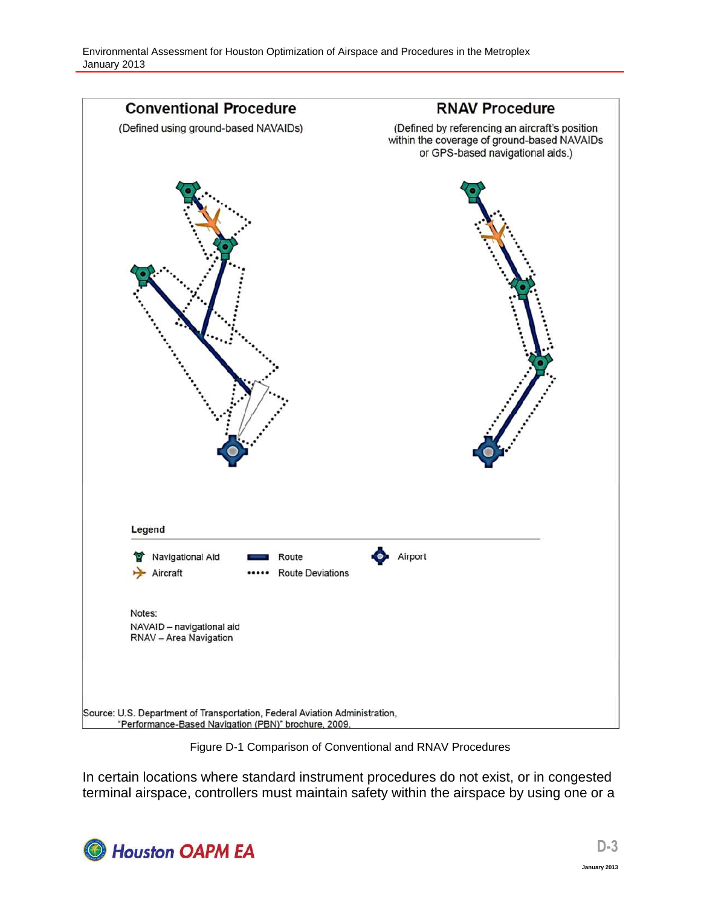**Conventional Procedure**

(Defined using ground-based NAVAIDs)

**RNAV Procedure**

(Defined by referencing an aircraft's position within the coverage of ground-based NAVAIDs or GPS-based navigational aids.)

**Legend**

- Navigational Aid
- Aircraft
- Route
- Route Deviations
- Airport

Notes:
NAVAID – navigational aid
RNAV – Area Navigation

Source: U.S. Department of Transportation, Federal Aviation Administration, "Performance-Based Navigation (PBN)" brochure, 2009.

Figure D-1 Comparison of Conventional and RNAV Procedures

In certain locations where standard instrument procedures do not exist, or in congested terminal airspace, controllers must maintain safety within the airspace by using one or a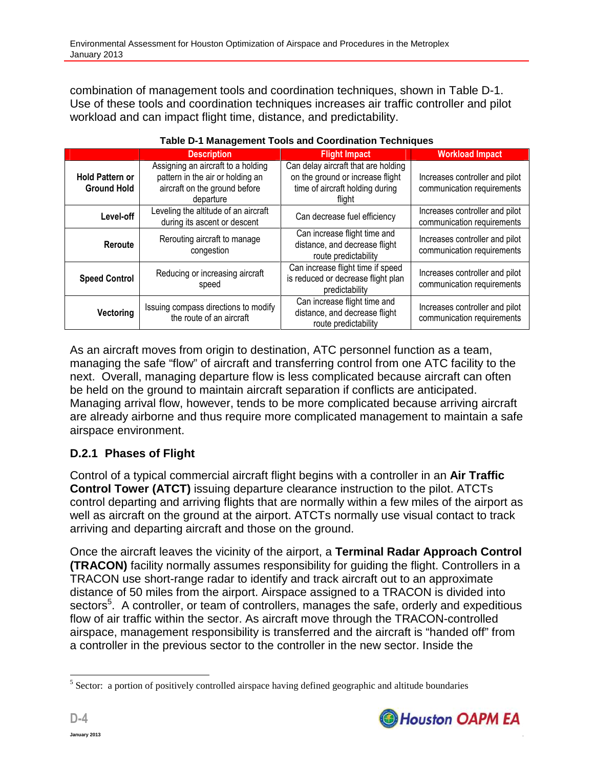combination of management tools and coordination techniques, shown in Table D-1. Use of these tools and coordination techniques increases air traffic controller and pilot workload and can impact flight time, distance, and predictability.

**Table D-1 Management Tools and Coordination Techniques**

| | Description | Flight Impact | Workload Impact |
|---|---|---|---|
| **Hold Pattern or Ground Hold** | Assigning an aircraft to a holding pattern in the air or holding an aircraft on the ground before departure | Can delay aircraft that are holding on the ground or increase flight time of aircraft holding during flight | Increases controller and pilot communication requirements |
| **Level-off** | Leveling the altitude of an aircraft during its ascent or descent | Can decrease fuel efficiency | Increases controller and pilot communication requirements |
| **Reroute** | Rerouting aircraft to manage congestion | Can increase flight time and distance, and decrease flight route predictability | Increases controller and pilot communication requirements |
| **Speed Control** | Reducing or increasing aircraft speed | Can increase flight time if speed is reduced or decrease flight plan predictability | Increases controller and pilot communication requirements |
| **Vectoring** | Issuing compass directions to modify the route of an aircraft | Can increase flight time and distance, and decrease flight route predictability | Increases controller and pilot communication requirements |

As an aircraft moves from origin to destination, ATC personnel function as a team, managing the safe "flow" of aircraft and transferring control from one ATC facility to the next. Overall, managing departure flow is less complicated because aircraft can often be held on the ground to maintain aircraft separation if conflicts are anticipated. Managing arrival flow, however, tends to be more complicated because arriving aircraft are already airborne and thus require more complicated management to maintain a safe airspace environment.

### D.2.1 Phases of Flight

Control of a typical commercial aircraft flight begins with a controller in an **Air Traffic Control Tower (ATCT)** issuing departure clearance instruction to the pilot. ATCTs control departing and arriving flights that are normally within a few miles of the airport as well as aircraft on the ground at the airport. ATCTs normally use visual contact to track arriving and departing aircraft and those on the ground.

Once the aircraft leaves the vicinity of the airport, a **Terminal Radar Approach Control (TRACON)** facility normally assumes responsibility for guiding the flight. Controllers in a TRACON use short-range radar to identify and track aircraft out to an approximate distance of 50 miles from the airport. Airspace assigned to a TRACON is divided into sectors[5]. A controller, or team of controllers, manages the safe, orderly and expeditious flow of air traffic within the sector. As aircraft move through the TRACON-controlled airspace, management responsibility is transferred and the aircraft is "handed off" from a controller in the previous sector to the controller in the new sector. Inside the

[5] Sector: a portion of positively controlled airspace having defined geographic and altitude boundaries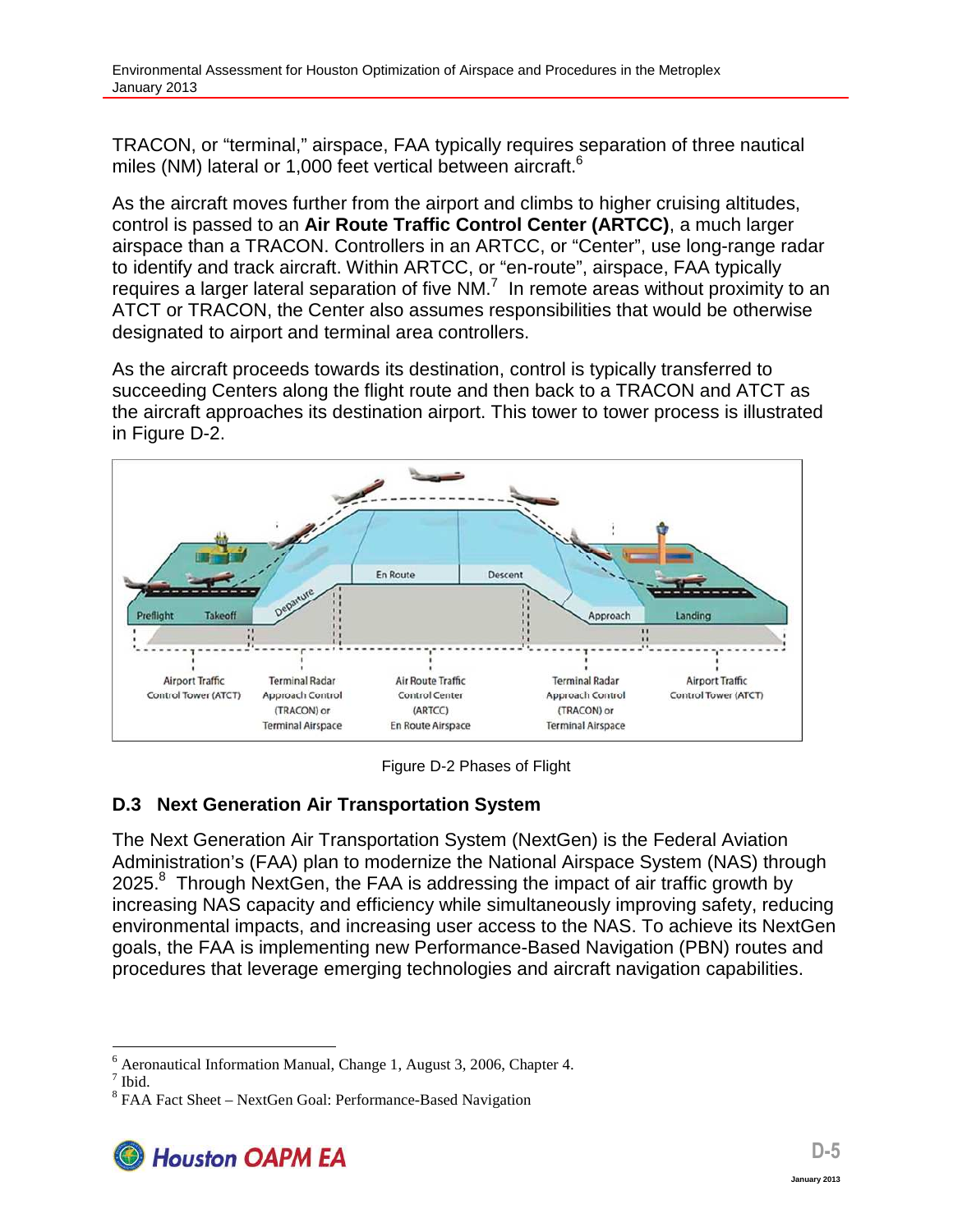TRACON, or "terminal," airspace, FAA typically requires separation of three nautical miles (NM) lateral or 1,000 feet vertical between aircraft.[6]

As the aircraft moves further from the airport and climbs to higher cruising altitudes, control is passed to an **Air Route Traffic Control Center (ARTCC)**, a much larger airspace than a TRACON. Controllers in an ARTCC, or "Center", use long-range radar to identify and track aircraft. Within ARTCC, or "en-route", airspace, FAA typically requires a larger lateral separation of five NM.[7] In remote areas without proximity to an ATCT or TRACON, the Center also assumes responsibilities that would be otherwise designated to airport and terminal area controllers.

As the aircraft proceeds towards its destination, control is typically transferred to succeeding Centers along the flight route and then back to a TRACON and ATCT as the aircraft approaches its destination airport. This tower to tower process is illustrated in Figure D-2.

Figure D-2 Phases of Flight

## D.3 Next Generation Air Transportation System

The Next Generation Air Transportation System (NextGen) is the Federal Aviation Administration's (FAA) plan to modernize the National Airspace System (NAS) through 2025.[8] Through NextGen, the FAA is addressing the impact of air traffic growth by increasing NAS capacity and efficiency while simultaneously improving safety, reducing environmental impacts, and increasing user access to the NAS. To achieve its NextGen goals, the FAA is implementing new Performance-Based Navigation (PBN) routes and procedures that leverage emerging technologies and aircraft navigation capabilities.

---

[6] Aeronautical Information Manual, Change 1, August 3, 2006, Chapter 4.

[7] Ibid.

[8] FAA Fact Sheet – NextGen Goal: Performance-Based Navigation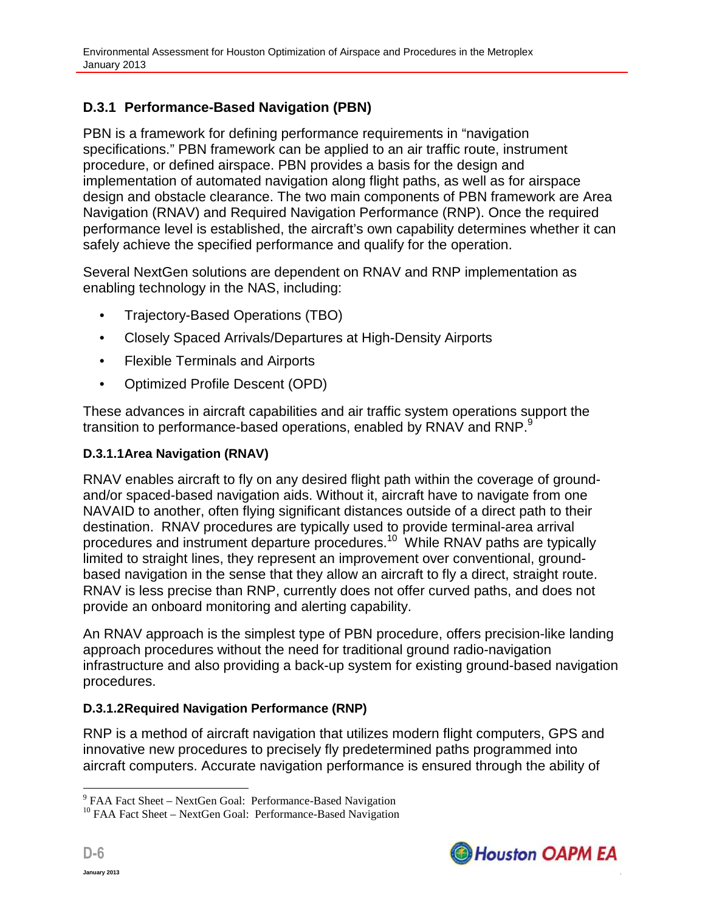### D.3.1 Performance-Based Navigation (PBN)

PBN is a framework for defining performance requirements in "navigation specifications." PBN framework can be applied to an air traffic route, instrument procedure, or defined airspace. PBN provides a basis for the design and implementation of automated navigation along flight paths, as well as for airspace design and obstacle clearance. The two main components of PBN framework are Area Navigation (RNAV) and Required Navigation Performance (RNP). Once the required performance level is established, the aircraft's own capability determines whether it can safely achieve the specified performance and qualify for the operation.

Several NextGen solutions are dependent on RNAV and RNP implementation as enabling technology in the NAS, including:

- Trajectory-Based Operations (TBO)
- Closely Spaced Arrivals/Departures at High-Density Airports
- Flexible Terminals and Airports
- Optimized Profile Descent (OPD)

These advances in aircraft capabilities and air traffic system operations support the transition to performance-based operations, enabled by RNAV and RNP.[9]

#### D.3.1.1 Area Navigation (RNAV)

RNAV enables aircraft to fly on any desired flight path within the coverage of ground- and/or spaced-based navigation aids. Without it, aircraft have to navigate from one NAVAID to another, often flying significant distances outside of a direct path to their destination. RNAV procedures are typically used to provide terminal-area arrival procedures and instrument departure procedures.[10] While RNAV paths are typically limited to straight lines, they represent an improvement over conventional, ground-based navigation in the sense that they allow an aircraft to fly a direct, straight route. RNAV is less precise than RNP, currently does not offer curved paths, and does not provide an onboard monitoring and alerting capability.

An RNAV approach is the simplest type of PBN procedure, offers precision-like landing approach procedures without the need for traditional ground radio-navigation infrastructure and also providing a back-up system for existing ground-based navigation procedures.

#### D.3.1.2 Required Navigation Performance (RNP)

RNP is a method of aircraft navigation that utilizes modern flight computers, GPS and innovative new procedures to precisely fly predetermined paths programmed into aircraft computers. Accurate navigation performance is ensured through the ability of

---

[9] FAA Fact Sheet – NextGen Goal: Performance-Based Navigation

[10] FAA Fact Sheet – NextGen Goal: Performance-Based Navigation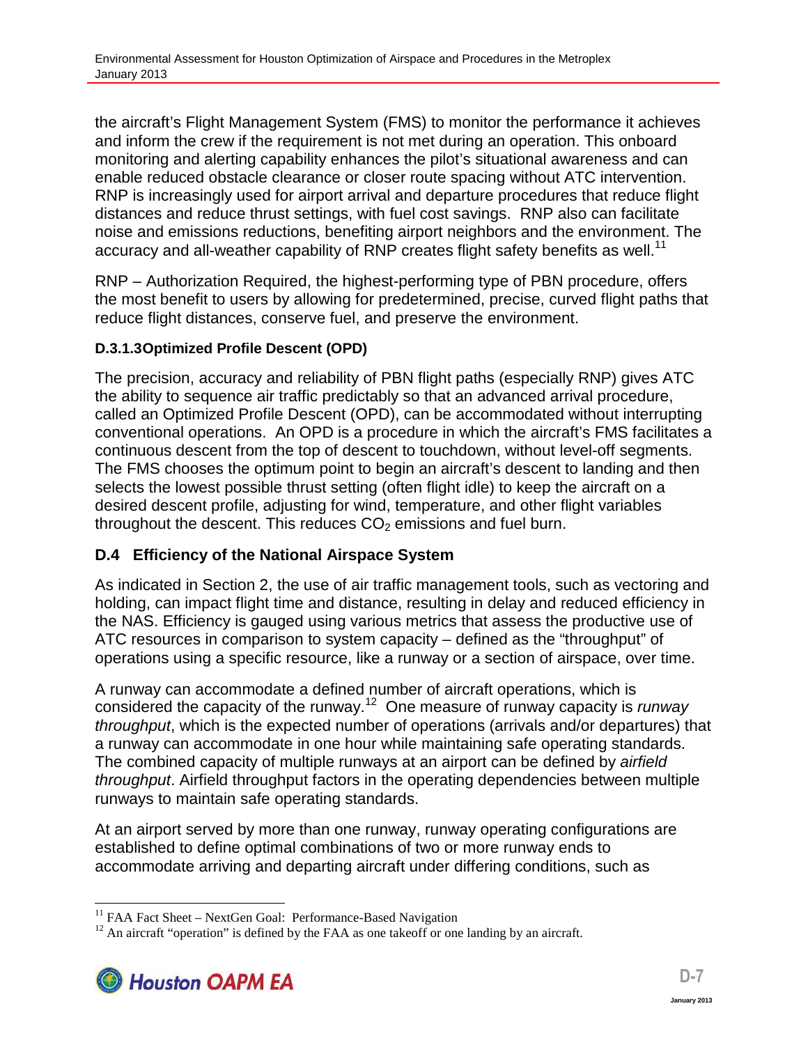the aircraft's Flight Management System (FMS) to monitor the performance it achieves and inform the crew if the requirement is not met during an operation. This onboard monitoring and alerting capability enhances the pilot's situational awareness and can enable reduced obstacle clearance or closer route spacing without ATC intervention. RNP is increasingly used for airport arrival and departure procedures that reduce flight distances and reduce thrust settings, with fuel cost savings. RNP also can facilitate noise and emissions reductions, benefiting airport neighbors and the environment. The accuracy and all-weather capability of RNP creates flight safety benefits as well.[11]

RNP – Authorization Required, the highest-performing type of PBN procedure, offers the most benefit to users by allowing for predetermined, precise, curved flight paths that reduce flight distances, conserve fuel, and preserve the environment.

#### D.3.1.3 Optimized Profile Descent (OPD)

The precision, accuracy and reliability of PBN flight paths (especially RNP) gives ATC the ability to sequence air traffic predictably so that an advanced arrival procedure, called an Optimized Profile Descent (OPD), can be accommodated without interrupting conventional operations. An OPD is a procedure in which the aircraft's FMS facilitates a continuous descent from the top of descent to touchdown, without level-off segments. The FMS chooses the optimum point to begin an aircraft's descent to landing and then selects the lowest possible thrust setting (often flight idle) to keep the aircraft on a desired descent profile, adjusting for wind, temperature, and other flight variables throughout the descent. This reduces $CO_2$ emissions and fuel burn.

## D.4 Efficiency of the National Airspace System

As indicated in Section 2, the use of air traffic management tools, such as vectoring and holding, can impact flight time and distance, resulting in delay and reduced efficiency in the NAS. Efficiency is gauged using various metrics that assess the productive use of ATC resources in comparison to system capacity – defined as the "throughput" of operations using a specific resource, like a runway or a section of airspace, over time.

A runway can accommodate a defined number of aircraft operations, which is considered the capacity of the runway.[12] One measure of runway capacity is *runway throughput*, which is the expected number of operations (arrivals and/or departures) that a runway can accommodate in one hour while maintaining safe operating standards. The combined capacity of multiple runways at an airport can be defined by *airfield throughput*. Airfield throughput factors in the operating dependencies between multiple runways to maintain safe operating standards.

At an airport served by more than one runway, runway operating configurations are established to define optimal combinations of two or more runway ends to accommodate arriving and departing aircraft under differing conditions, such as

---

[11] FAA Fact Sheet – NextGen Goal: Performance-Based Navigation

[12] An aircraft "operation" is defined by the FAA as one takeoff or one landing by an aircraft.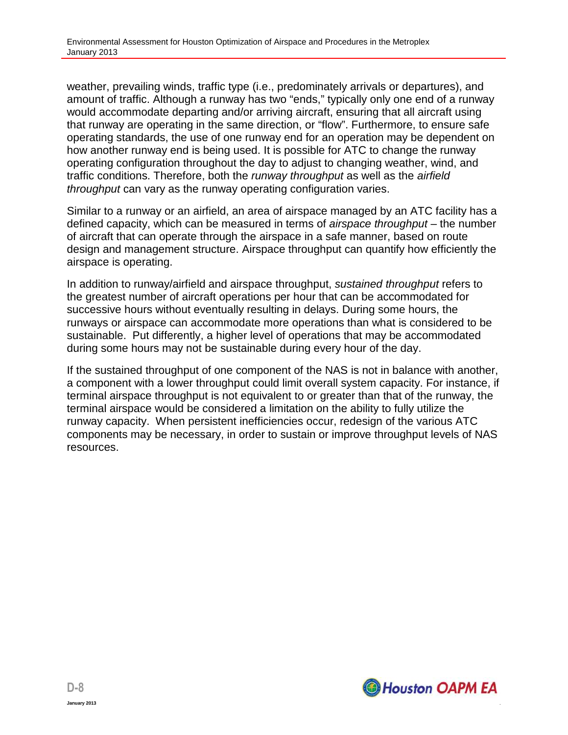weather, prevailing winds, traffic type (i.e., predominately arrivals or departures), and amount of traffic. Although a runway has two "ends," typically only one end of a runway would accommodate departing and/or arriving aircraft, ensuring that all aircraft using that runway are operating in the same direction, or "flow". Furthermore, to ensure safe operating standards, the use of one runway end for an operation may be dependent on how another runway end is being used. It is possible for ATC to change the runway operating configuration throughout the day to adjust to changing weather, wind, and traffic conditions. Therefore, both the *runway throughput* as well as the *airfield throughput* can vary as the runway operating configuration varies.

Similar to a runway or an airfield, an area of airspace managed by an ATC facility has a defined capacity, which can be measured in terms of *airspace throughput* – the number of aircraft that can operate through the airspace in a safe manner, based on route design and management structure. Airspace throughput can quantify how efficiently the airspace is operating.

In addition to runway/airfield and airspace throughput, *sustained throughput* refers to the greatest number of aircraft operations per hour that can be accommodated for successive hours without eventually resulting in delays. During some hours, the runways or airspace can accommodate more operations than what is considered to be sustainable. Put differently, a higher level of operations that may be accommodated during some hours may not be sustainable during every hour of the day.

If the sustained throughput of one component of the NAS is not in balance with another, a component with a lower throughput could limit overall system capacity. For instance, if terminal airspace throughput is not equivalent to or greater than that of the runway, the terminal airspace would be considered a limitation on the ability to fully utilize the runway capacity. When persistent inefficiencies occur, redesign of the various ATC components may be necessary, in order to sustain or improve throughput levels of NAS resources.